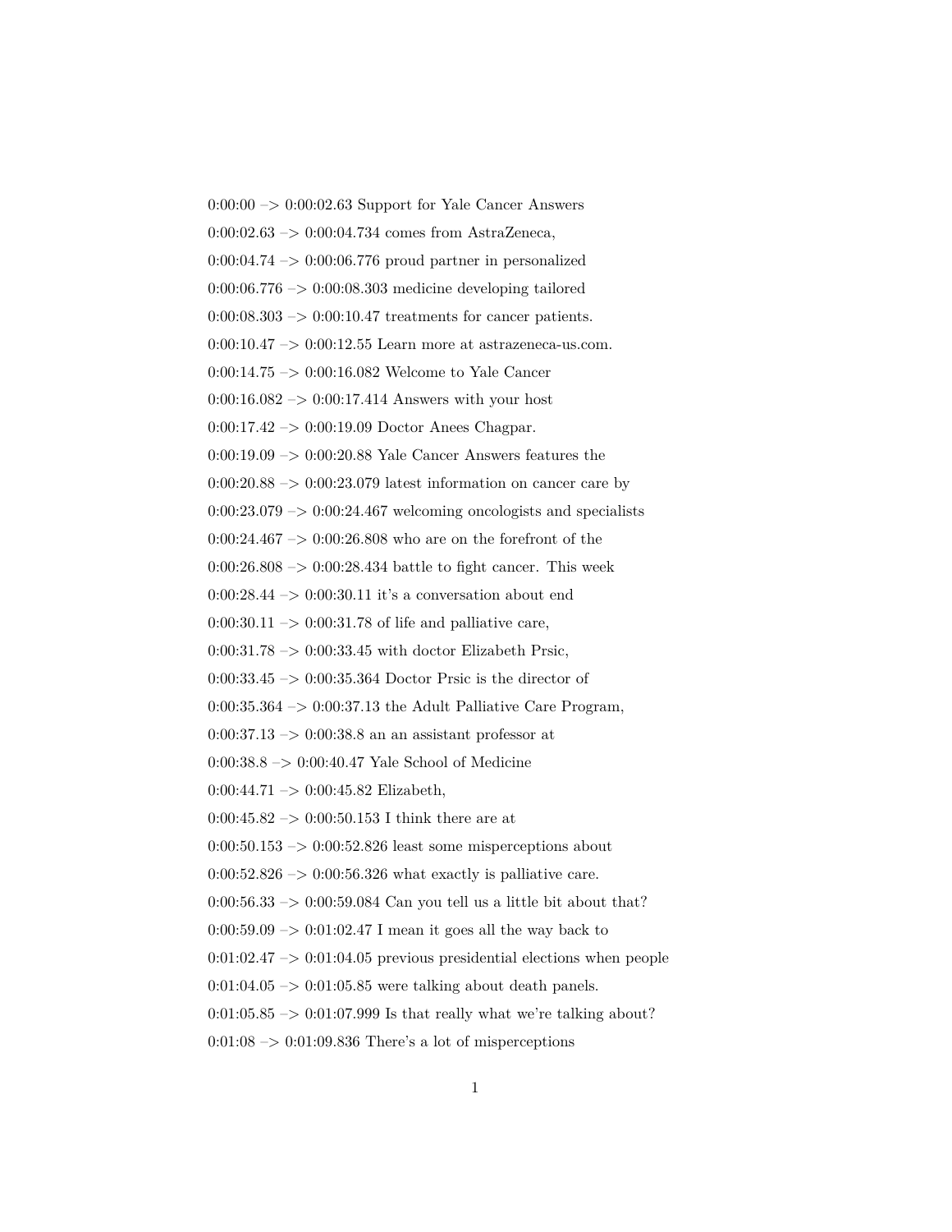0:00:00 –> 0:00:02.63 Support for Yale Cancer Answers

0:00:02.63 –> 0:00:04.734 comes from AstraZeneca,

0:00:04.74 –> 0:00:06.776 proud partner in personalized

0:00:06.776 –> 0:00:08.303 medicine developing tailored

0:00:08.303 –> 0:00:10.47 treatments for cancer patients.

0:00:10.47 –> 0:00:12.55 Learn more at astrazeneca-us.com.

0:00:14.75 –> 0:00:16.082 Welcome to Yale Cancer

0:00:16.082 –> 0:00:17.414 Answers with your host

0:00:17.42 –> 0:00:19.09 Doctor Anees Chagpar.

0:00:19.09 –> 0:00:20.88 Yale Cancer Answers features the

0:00:20.88 –> 0:00:23.079 latest information on cancer care by

0:00:23.079 –> 0:00:24.467 welcoming oncologists and specialists

0:00:24.467 –> 0:00:26.808 who are on the forefront of the

0:00:26.808 –> 0:00:28.434 battle to fight cancer. This week

0:00:28.44 –> 0:00:30.11 it's a conversation about end

0:00:30.11 –> 0:00:31.78 of life and palliative care,

0:00:31.78 –> 0:00:33.45 with doctor Elizabeth Prsic,

0:00:33.45 –> 0:00:35.364 Doctor Prsic is the director of

0:00:35.364 –> 0:00:37.13 the Adult Palliative Care Program,

0:00:37.13 –> 0:00:38.8 an an assistant professor at

0:00:38.8 –> 0:00:40.47 Yale School of Medicine

0:00:44.71 –> 0:00:45.82 Elizabeth,

0:00:45.82 –> 0:00:50.153 I think there are at

0:00:50.153 –> 0:00:52.826 least some misperceptions about

0:00:52.826 –> 0:00:56.326 what exactly is palliative care.

0:00:56.33 –> 0:00:59.084 Can you tell us a little bit about that?

0:00:59.09 –> 0:01:02.47 I mean it goes all the way back to

0:01:02.47 –> 0:01:04.05 previous presidential elections when people

0:01:04.05 –> 0:01:05.85 were talking about death panels.

0:01:05.85 –> 0:01:07.999 Is that really what we're talking about?

0:01:08 –> 0:01:09.836 There's a lot of misperceptions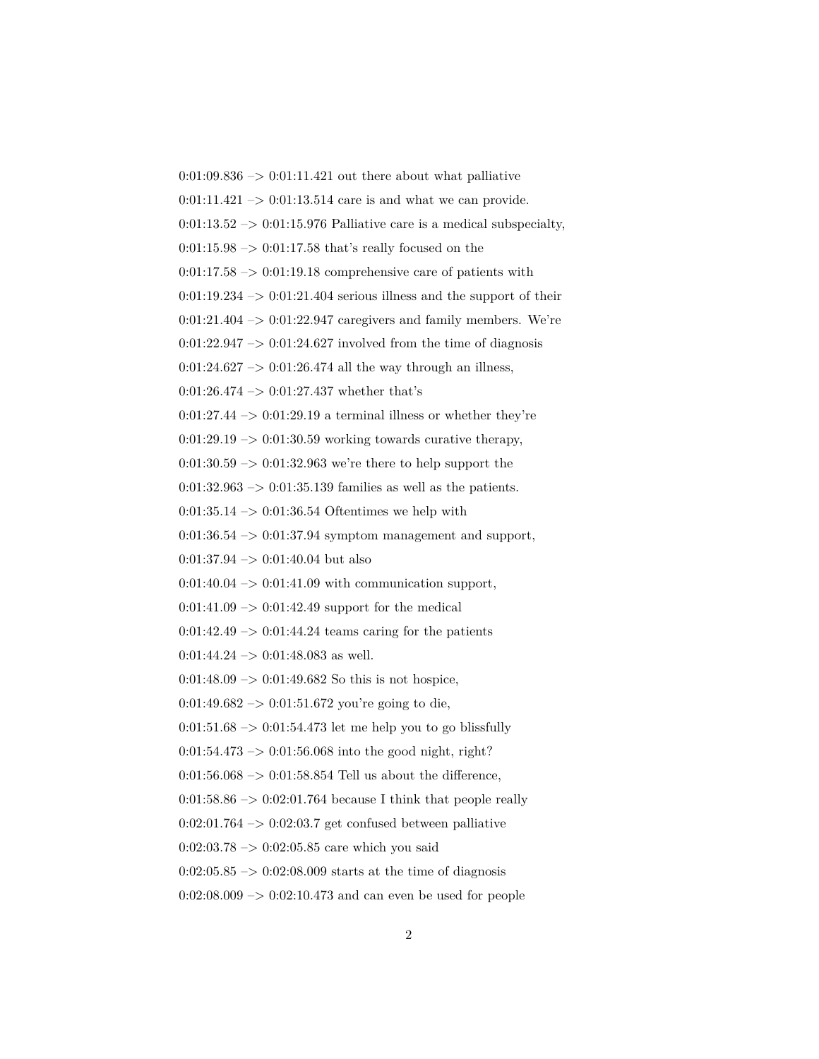0:01:09.836 –> 0:01:11.421 out there about what palliative

0:01:11.421 –> 0:01:13.514 care is and what we can provide.

0:01:13.52 –> 0:01:15.976 Palliative care is a medical subspecialty,

0:01:15.98 –> 0:01:17.58 that's really focused on the

0:01:17.58 –> 0:01:19.18 comprehensive care of patients with

0:01:19.234 –> 0:01:21.404 serious illness and the support of their

0:01:21.404 –> 0:01:22.947 caregivers and family members. We're

0:01:22.947 –> 0:01:24.627 involved from the time of diagnosis

0:01:24.627 –> 0:01:26.474 all the way through an illness,

0:01:26.474 –> 0:01:27.437 whether that's

0:01:27.44 –> 0:01:29.19 a terminal illness or whether they're

0:01:29.19 –> 0:01:30.59 working towards curative therapy,

0:01:30.59 –> 0:01:32.963 we're there to help support the

0:01:32.963 –> 0:01:35.139 families as well as the patients.

0:01:35.14 –> 0:01:36.54 Oftentimes we help with

0:01:36.54 –> 0:01:37.94 symptom management and support,

0:01:37.94 –> 0:01:40.04 but also

0:01:40.04 –> 0:01:41.09 with communication support,

0:01:41.09 –> 0:01:42.49 support for the medical

0:01:42.49 –> 0:01:44.24 teams caring for the patients

0:01:44.24 –> 0:01:48.083 as well.

0:01:48.09 –> 0:01:49.682 So this is not hospice,

0:01:49.682 –> 0:01:51.672 you're going to die,

0:01:51.68 –> 0:01:54.473 let me help you to go blissfully

0:01:54.473 –> 0:01:56.068 into the good night, right?

0:01:56.068 –> 0:01:58.854 Tell us about the difference,

0:01:58.86 –> 0:02:01.764 because I think that people really

0:02:01.764 –> 0:02:03.7 get confused between palliative

0:02:03.78 –> 0:02:05.85 care which you said

0:02:05.85 –> 0:02:08.009 starts at the time of diagnosis

0:02:08.009 –> 0:02:10.473 and can even be used for people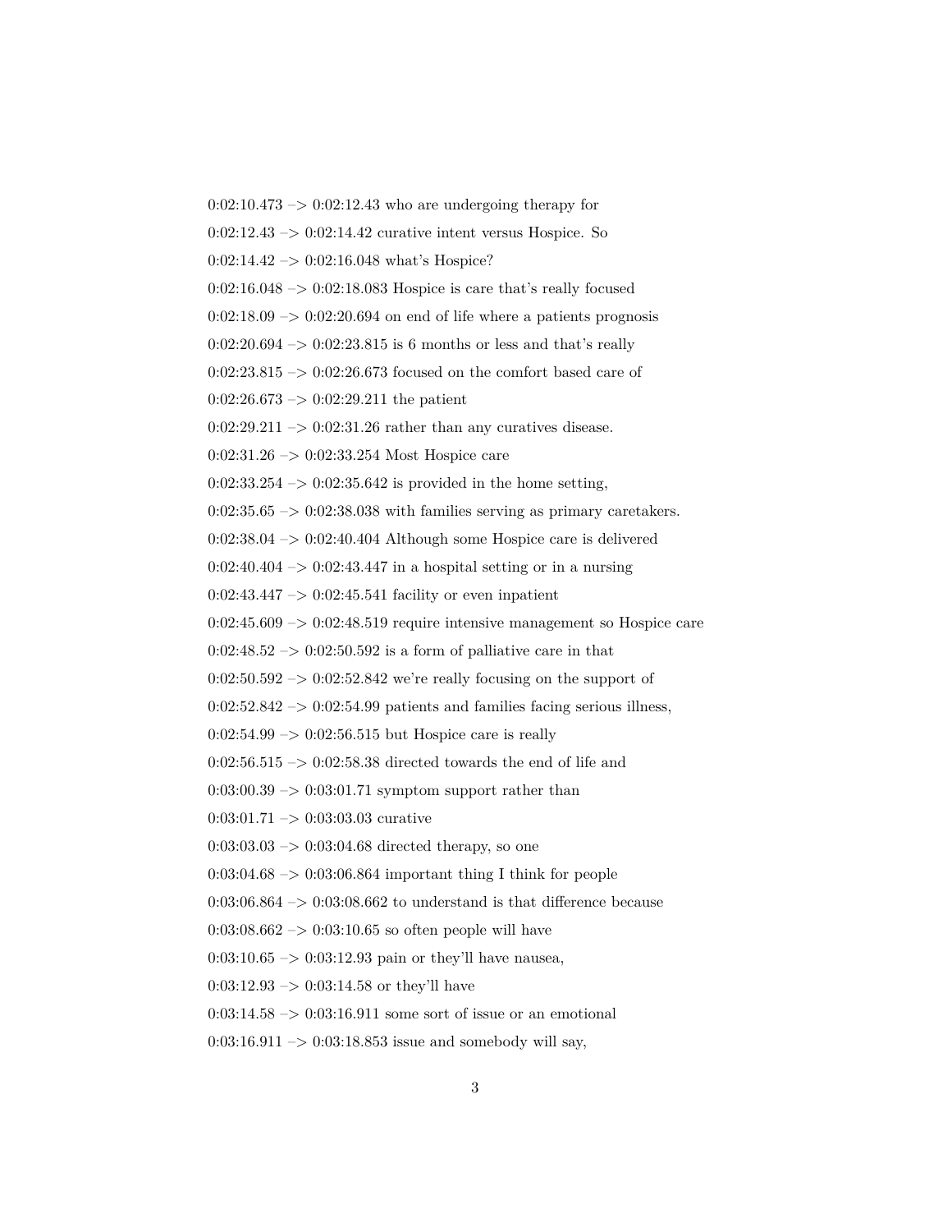0:02:10.473 –> 0:02:12.43 who are undergoing therapy for

0:02:12.43 –> 0:02:14.42 curative intent versus Hospice. So

0:02:14.42 –> 0:02:16.048 what's Hospice?

0:02:16.048 –> 0:02:18.083 Hospice is care that's really focused

0:02:18.09 –> 0:02:20.694 on end of life where a patients prognosis

0:02:20.694 –> 0:02:23.815 is 6 months or less and that's really

0:02:23.815 –> 0:02:26.673 focused on the comfort based care of

0:02:26.673 –> 0:02:29.211 the patient

0:02:29.211 –> 0:02:31.26 rather than any curatives disease.

0:02:31.26 –> 0:02:33.254 Most Hospice care

0:02:33.254 –> 0:02:35.642 is provided in the home setting,

0:02:35.65 –> 0:02:38.038 with families serving as primary caretakers.

0:02:38.04 –> 0:02:40.404 Although some Hospice care is delivered

0:02:40.404 –> 0:02:43.447 in a hospital setting or in a nursing

0:02:43.447 –> 0:02:45.541 facility or even inpatient

0:02:45.609 –> 0:02:48.519 require intensive management so Hospice care

0:02:48.52 –> 0:02:50.592 is a form of palliative care in that

0:02:50.592 –> 0:02:52.842 we're really focusing on the support of

0:02:52.842 –> 0:02:54.99 patients and families facing serious illness,

0:02:54.99 –> 0:02:56.515 but Hospice care is really

0:02:56.515 –> 0:02:58.38 directed towards the end of life and

0:03:00.39 –> 0:03:01.71 symptom support rather than

0:03:01.71 –> 0:03:03.03 curative

0:03:03.03 –> 0:03:04.68 directed therapy, so one

0:03:04.68 –> 0:03:06.864 important thing I think for people

0:03:06.864 –> 0:03:08.662 to understand is that difference because

0:03:08.662 –> 0:03:10.65 so often people will have

0:03:10.65 –> 0:03:12.93 pain or they'll have nausea,

0:03:12.93 –> 0:03:14.58 or they'll have

0:03:14.58 –> 0:03:16.911 some sort of issue or an emotional

0:03:16.911 –> 0:03:18.853 issue and somebody will say,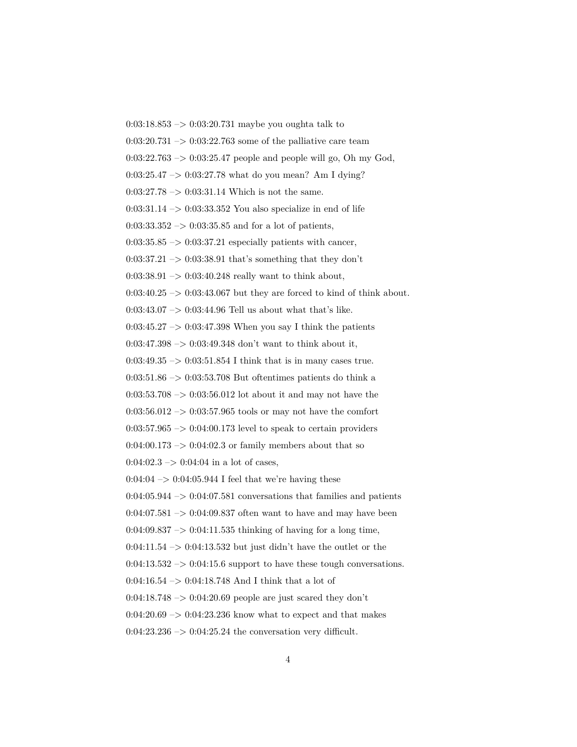0:03:18.853 –> 0:03:20.731 maybe you oughta talk to

0:03:20.731 –> 0:03:22.763 some of the palliative care team

0:03:22.763 –> 0:03:25.47 people and people will go, Oh my God,

0:03:25.47 –> 0:03:27.78 what do you mean? Am I dying?

0:03:27.78 –> 0:03:31.14 Which is not the same.

0:03:31.14 –> 0:03:33.352 You also specialize in end of life

0:03:33.352 –> 0:03:35.85 and for a lot of patients,

0:03:35.85 –> 0:03:37.21 especially patients with cancer,

0:03:37.21 –> 0:03:38.91 that's something that they don't

0:03:38.91 –> 0:03:40.248 really want to think about,

0:03:40.25 –> 0:03:43.067 but they are forced to kind of think about.

0:03:43.07 –> 0:03:44.96 Tell us about what that's like.

0:03:45.27 –> 0:03:47.398 When you say I think the patients

0:03:47.398 –> 0:03:49.348 don't want to think about it,

0:03:49.35 –> 0:03:51.854 I think that is in many cases true.

0:03:51.86 –> 0:03:53.708 But oftentimes patients do think a

0:03:53.708 –> 0:03:56.012 lot about it and may not have the

0:03:56.012 –> 0:03:57.965 tools or may not have the comfort

0:03:57.965 –> 0:04:00.173 level to speak to certain providers

0:04:00.173 –> 0:04:02.3 or family members about that so

0:04:02.3 –> 0:04:04 in a lot of cases,

0:04:04 –> 0:04:05.944 I feel that we're having these

0:04:05.944 –> 0:04:07.581 conversations that families and patients

0:04:07.581 –> 0:04:09.837 often want to have and may have been

0:04:09.837 –> 0:04:11.535 thinking of having for a long time,

0:04:11.54 –> 0:04:13.532 but just didn't have the outlet or the

0:04:13.532 –> 0:04:15.6 support to have these tough conversations.

0:04:16.54 –> 0:04:18.748 And I think that a lot of

0:04:18.748 –> 0:04:20.69 people are just scared they don't

0:04:20.69 –> 0:04:23.236 know what to expect and that makes

0:04:23.236 –> 0:04:25.24 the conversation very difficult.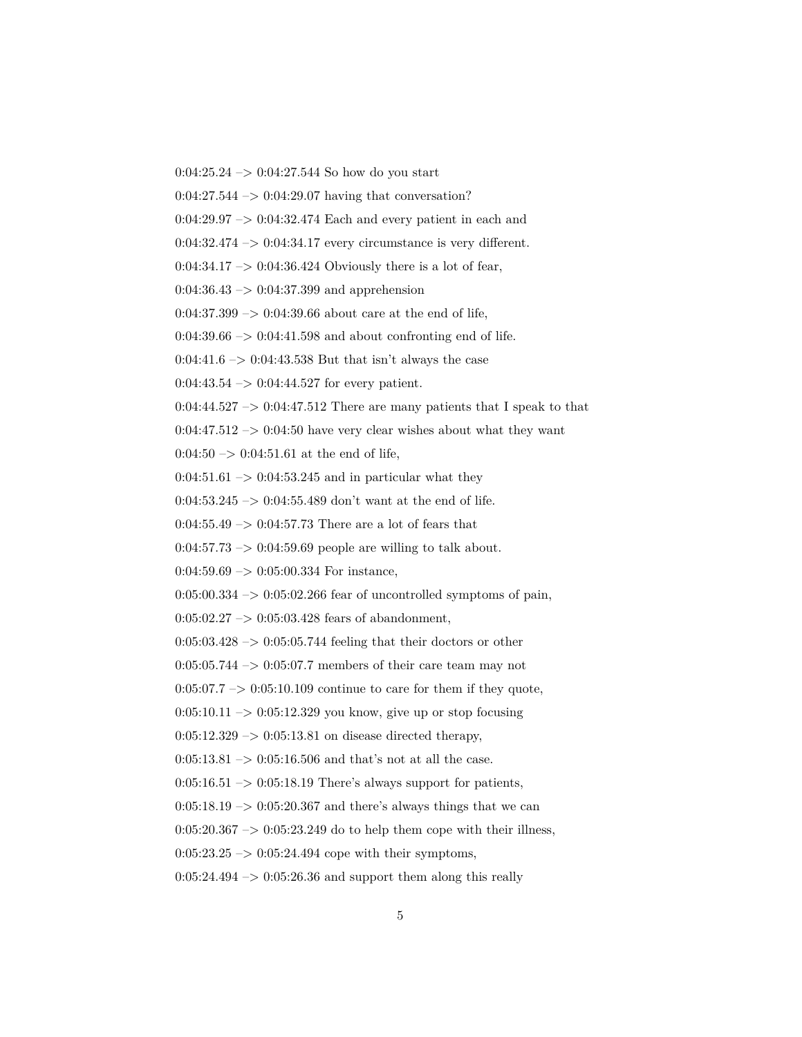0:04:25.24 –> 0:04:27.544 So how do you start

0:04:27.544 –> 0:04:29.07 having that conversation?

0:04:29.97 –> 0:04:32.474 Each and every patient in each and

0:04:32.474 –> 0:04:34.17 every circumstance is very different.

0:04:34.17 –> 0:04:36.424 Obviously there is a lot of fear,

0:04:36.43 –> 0:04:37.399 and apprehension

0:04:37.399 –> 0:04:39.66 about care at the end of life,

0:04:39.66 –> 0:04:41.598 and about confronting end of life.

0:04:41.6 –> 0:04:43.538 But that isn't always the case

0:04:43.54 –> 0:04:44.527 for every patient.

0:04:44.527 –> 0:04:47.512 There are many patients that I speak to that

0:04:47.512 –> 0:04:50 have very clear wishes about what they want

0:04:50 –> 0:04:51.61 at the end of life,

0:04:51.61 –> 0:04:53.245 and in particular what they

0:04:53.245 –> 0:04:55.489 don't want at the end of life.

0:04:55.49 –> 0:04:57.73 There are a lot of fears that

0:04:57.73 –> 0:04:59.69 people are willing to talk about.

0:04:59.69 –> 0:05:00.334 For instance,

0:05:00.334 –> 0:05:02.266 fear of uncontrolled symptoms of pain,

0:05:02.27 –> 0:05:03.428 fears of abandonment,

0:05:03.428 –> 0:05:05.744 feeling that their doctors or other

0:05:05.744 –> 0:05:07.7 members of their care team may not

0:05:07.7 –> 0:05:10.109 continue to care for them if they quote,

0:05:10.11 –> 0:05:12.329 you know, give up or stop focusing

0:05:12.329 –> 0:05:13.81 on disease directed therapy,

0:05:13.81 –> 0:05:16.506 and that's not at all the case.

0:05:16.51 –> 0:05:18.19 There's always support for patients,

0:05:18.19 –> 0:05:20.367 and there's always things that we can

0:05:20.367 –> 0:05:23.249 do to help them cope with their illness,

0:05:23.25 –> 0:05:24.494 cope with their symptoms,

0:05:24.494 –> 0:05:26.36 and support them along this really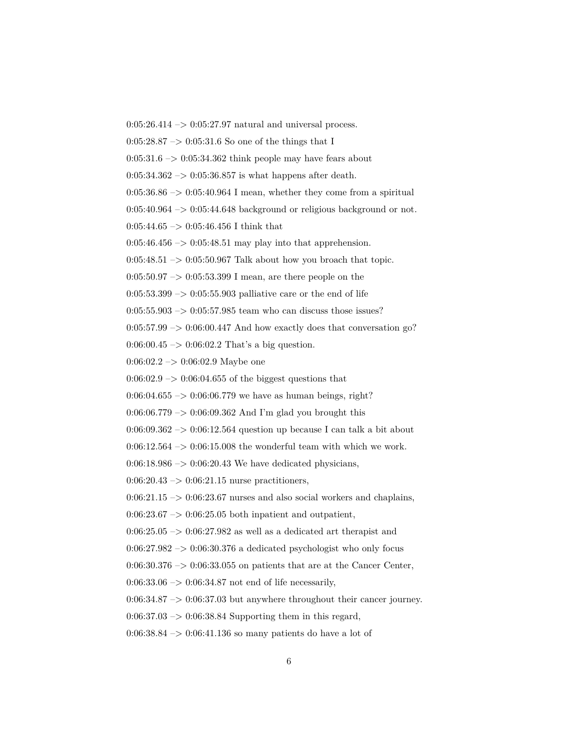0:05:26.414 –> 0:05:27.97 natural and universal process.

0:05:28.87 –> 0:05:31.6 So one of the things that I

0:05:31.6 –> 0:05:34.362 think people may have fears about

0:05:34.362 –> 0:05:36.857 is what happens after death.

0:05:36.86 –> 0:05:40.964 I mean, whether they come from a spiritual

0:05:40.964 –> 0:05:44.648 background or religious background or not.

0:05:44.65 –> 0:05:46.456 I think that

0:05:46.456 –> 0:05:48.51 may play into that apprehension.

0:05:48.51 –> 0:05:50.967 Talk about how you broach that topic.

0:05:50.97 –> 0:05:53.399 I mean, are there people on the

0:05:53.399 –> 0:05:55.903 palliative care or the end of life

0:05:55.903 –> 0:05:57.985 team who can discuss those issues?

0:05:57.99 –> 0:06:00.447 And how exactly does that conversation go?

0:06:00.45 –> 0:06:02.2 That's a big question.

0:06:02.2 –> 0:06:02.9 Maybe one

0:06:02.9 –> 0:06:04.655 of the biggest questions that

0:06:04.655 –> 0:06:06.779 we have as human beings, right?

0:06:06.779 –> 0:06:09.362 And I'm glad you brought this

0:06:09.362 –> 0:06:12.564 question up because I can talk a bit about

0:06:12.564 –> 0:06:15.008 the wonderful team with which we work.

0:06:18.986 –> 0:06:20.43 We have dedicated physicians,

0:06:20.43 –> 0:06:21.15 nurse practitioners,

0:06:21.15 –> 0:06:23.67 nurses and also social workers and chaplains,

0:06:23.67 –> 0:06:25.05 both inpatient and outpatient,

0:06:25.05 –> 0:06:27.982 as well as a dedicated art therapist and

0:06:27.982 –> 0:06:30.376 a dedicated psychologist who only focus

0:06:30.376 –> 0:06:33.055 on patients that are at the Cancer Center,

0:06:33.06 –> 0:06:34.87 not end of life necessarily,

0:06:34.87 –> 0:06:37.03 but anywhere throughout their cancer journey.

0:06:37.03 –> 0:06:38.84 Supporting them in this regard,

0:06:38.84 –> 0:06:41.136 so many patients do have a lot of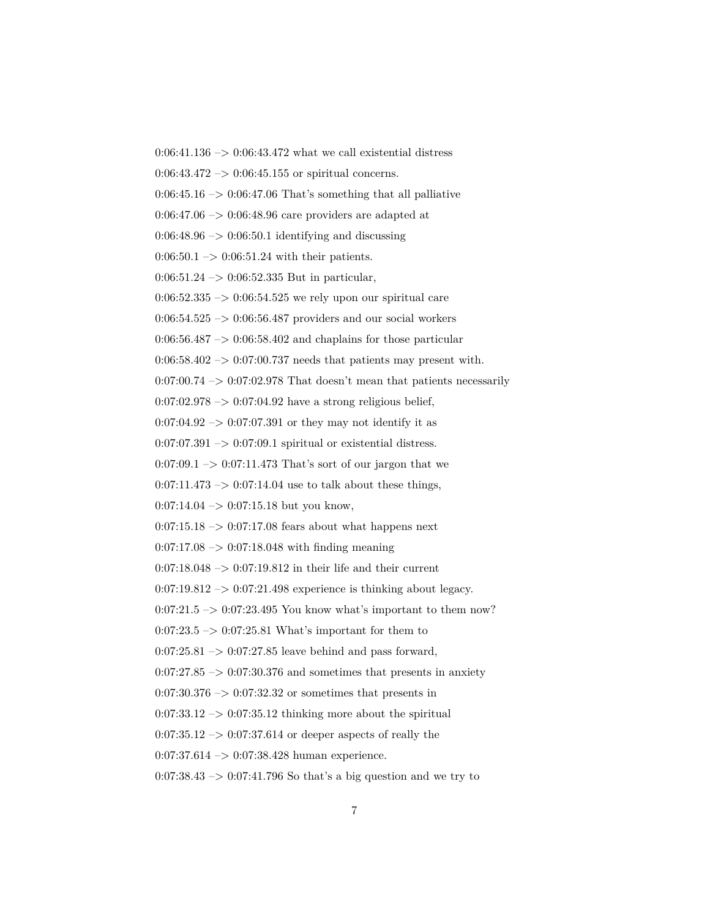0:06:41.136 –> 0:06:43.472 what we call existential distress

0:06:43.472 –> 0:06:45.155 or spiritual concerns.

0:06:45.16 –> 0:06:47.06 That's something that all palliative

0:06:47.06 –> 0:06:48.96 care providers are adapted at

0:06:48.96 –> 0:06:50.1 identifying and discussing

0:06:50.1 –> 0:06:51.24 with their patients.

0:06:51.24 –> 0:06:52.335 But in particular,

0:06:52.335 –> 0:06:54.525 we rely upon our spiritual care

0:06:54.525 –> 0:06:56.487 providers and our social workers

0:06:56.487 –> 0:06:58.402 and chaplains for those particular

0:06:58.402 –> 0:07:00.737 needs that patients may present with.

0:07:00.74 –> 0:07:02.978 That doesn't mean that patients necessarily

0:07:02.978 –> 0:07:04.92 have a strong religious belief,

0:07:04.92 –> 0:07:07.391 or they may not identify it as

0:07:07.391 –> 0:07:09.1 spiritual or existential distress.

0:07:09.1 –> 0:07:11.473 That's sort of our jargon that we

0:07:11.473 –> 0:07:14.04 use to talk about these things,

0:07:14.04 –> 0:07:15.18 but you know,

0:07:15.18 –> 0:07:17.08 fears about what happens next

0:07:17.08 –> 0:07:18.048 with finding meaning

0:07:18.048 –> 0:07:19.812 in their life and their current

0:07:19.812 –> 0:07:21.498 experience is thinking about legacy.

0:07:21.5 –> 0:07:23.495 You know what's important to them now?

0:07:23.5 –> 0:07:25.81 What's important for them to

0:07:25.81 –> 0:07:27.85 leave behind and pass forward,

0:07:27.85 –> 0:07:30.376 and sometimes that presents in anxiety

0:07:30.376 –> 0:07:32.32 or sometimes that presents in

0:07:33.12 –> 0:07:35.12 thinking more about the spiritual

0:07:35.12 –> 0:07:37.614 or deeper aspects of really the

0:07:37.614 –> 0:07:38.428 human experience.

0:07:38.43 –> 0:07:41.796 So that's a big question and we try to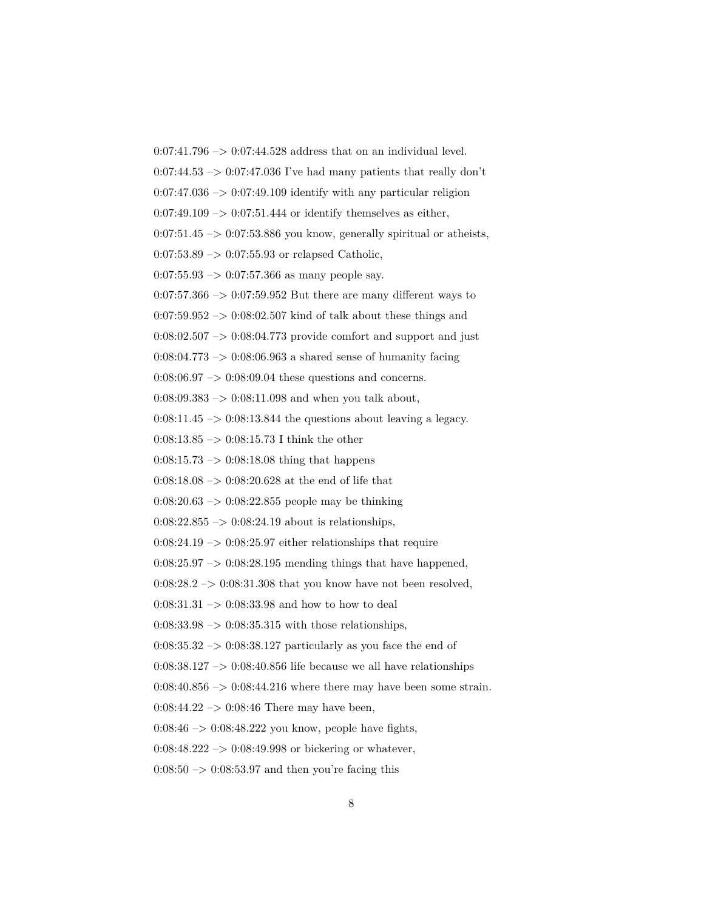0:07:41.796 –> 0:07:44.528 address that on an individual level.

0:07:44.53 –> 0:07:47.036 I've had many patients that really don't

0:07:47.036 –> 0:07:49.109 identify with any particular religion

0:07:49.109 –> 0:07:51.444 or identify themselves as either,

0:07:51.45 –> 0:07:53.886 you know, generally spiritual or atheists,

0:07:53.89 –> 0:07:55.93 or relapsed Catholic,

0:07:55.93 –> 0:07:57.366 as many people say.

0:07:57.366 –> 0:07:59.952 But there are many different ways to

0:07:59.952 –> 0:08:02.507 kind of talk about these things and

0:08:02.507 –> 0:08:04.773 provide comfort and support and just

0:08:04.773 –> 0:08:06.963 a shared sense of humanity facing

0:08:06.97 –> 0:08:09.04 these questions and concerns.

0:08:09.383 –> 0:08:11.098 and when you talk about,

0:08:11.45 –> 0:08:13.844 the questions about leaving a legacy.

0:08:13.85 –> 0:08:15.73 I think the other

0:08:15.73 –> 0:08:18.08 thing that happens

0:08:18.08 –> 0:08:20.628 at the end of life that

0:08:20.63 –> 0:08:22.855 people may be thinking

0:08:22.855 –> 0:08:24.19 about is relationships,

0:08:24.19 –> 0:08:25.97 either relationships that require

0:08:25.97 –> 0:08:28.195 mending things that have happened,

0:08:28.2 –> 0:08:31.308 that you know have not been resolved,

0:08:31.31 –> 0:08:33.98 and how to how to deal

0:08:33.98 –> 0:08:35.315 with those relationships,

0:08:35.32 –> 0:08:38.127 particularly as you face the end of

0:08:38.127 –> 0:08:40.856 life because we all have relationships

0:08:40.856 –> 0:08:44.216 where there may have been some strain.

0:08:44.22 –> 0:08:46 There may have been,

0:08:46 –> 0:08:48.222 you know, people have fights,

0:08:48.222 –> 0:08:49.998 or bickering or whatever,

0:08:50 –> 0:08:53.97 and then you're facing this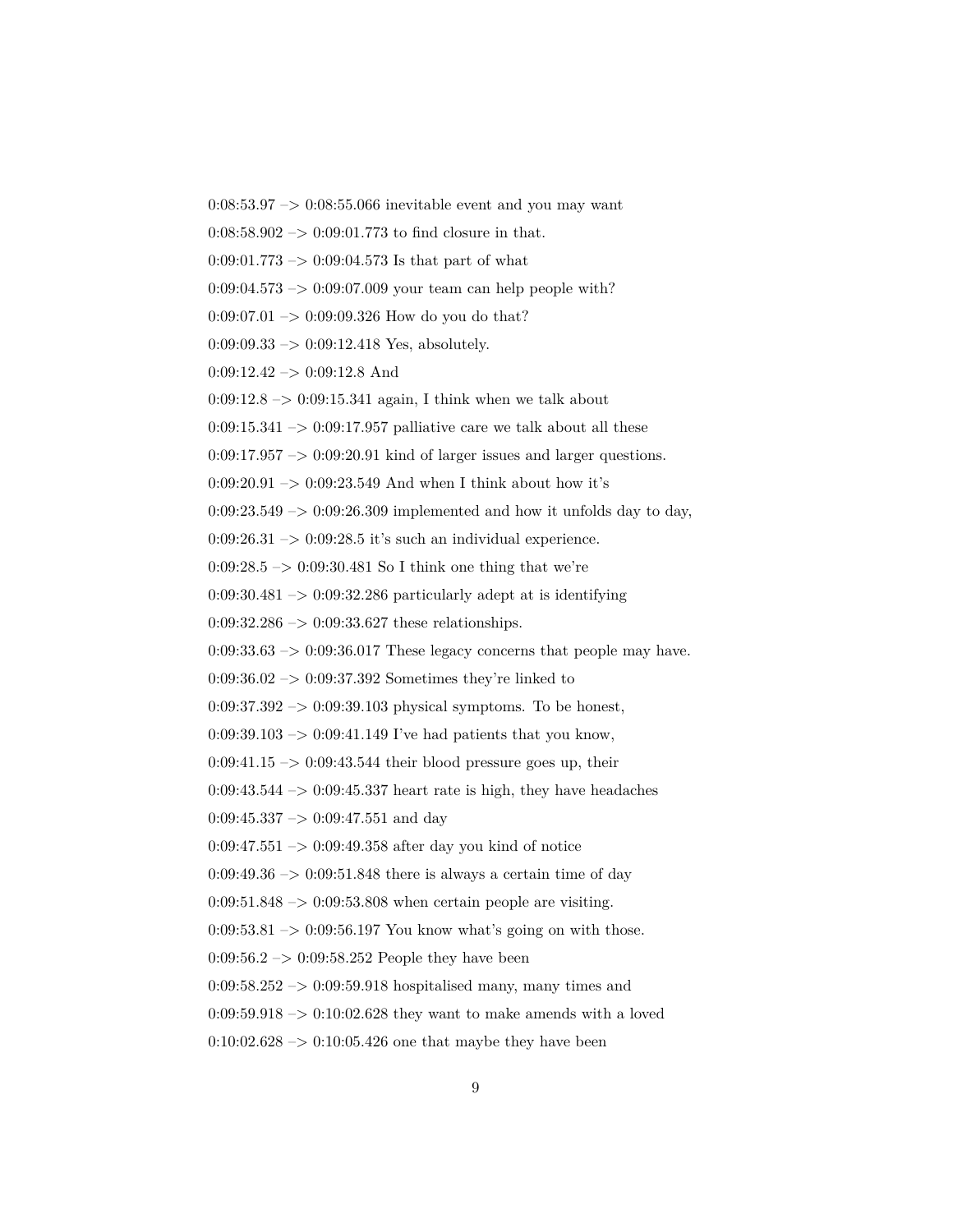0:08:53.97 –> 0:08:55.066 inevitable event and you may want

0:08:58.902 –> 0:09:01.773 to find closure in that.

0:09:01.773 –> 0:09:04.573 Is that part of what

0:09:04.573 –> 0:09:07.009 your team can help people with?

0:09:07.01 –> 0:09:09.326 How do you do that?

0:09:09.33 –> 0:09:12.418 Yes, absolutely.

0:09:12.42 –> 0:09:12.8 And

0:09:12.8 –> 0:09:15.341 again, I think when we talk about

0:09:15.341 –> 0:09:17.957 palliative care we talk about all these

0:09:17.957 –> 0:09:20.91 kind of larger issues and larger questions.

0:09:20.91 –> 0:09:23.549 And when I think about how it's

0:09:23.549 –> 0:09:26.309 implemented and how it unfolds day to day,

0:09:26.31 –> 0:09:28.5 it's such an individual experience.

0:09:28.5 –> 0:09:30.481 So I think one thing that we're

0:09:30.481 –> 0:09:32.286 particularly adept at is identifying

0:09:32.286 –> 0:09:33.627 these relationships.

0:09:33.63 –> 0:09:36.017 These legacy concerns that people may have.

0:09:36.02 –> 0:09:37.392 Sometimes they're linked to

0:09:37.392 –> 0:09:39.103 physical symptoms. To be honest,

0:09:39.103 –> 0:09:41.149 I've had patients that you know,

0:09:41.15 –> 0:09:43.544 their blood pressure goes up, their

0:09:43.544 –> 0:09:45.337 heart rate is high, they have headaches

0:09:45.337 –> 0:09:47.551 and day

0:09:47.551 –> 0:09:49.358 after day you kind of notice

0:09:49.36 –> 0:09:51.848 there is always a certain time of day

0:09:51.848 –> 0:09:53.808 when certain people are visiting.

0:09:53.81 –> 0:09:56.197 You know what's going on with those.

0:09:56.2 –> 0:09:58.252 People they have been

0:09:58.252 –> 0:09:59.918 hospitalised many, many times and

0:09:59.918 –> 0:10:02.628 they want to make amends with a loved

0:10:02.628 –> 0:10:05.426 one that maybe they have been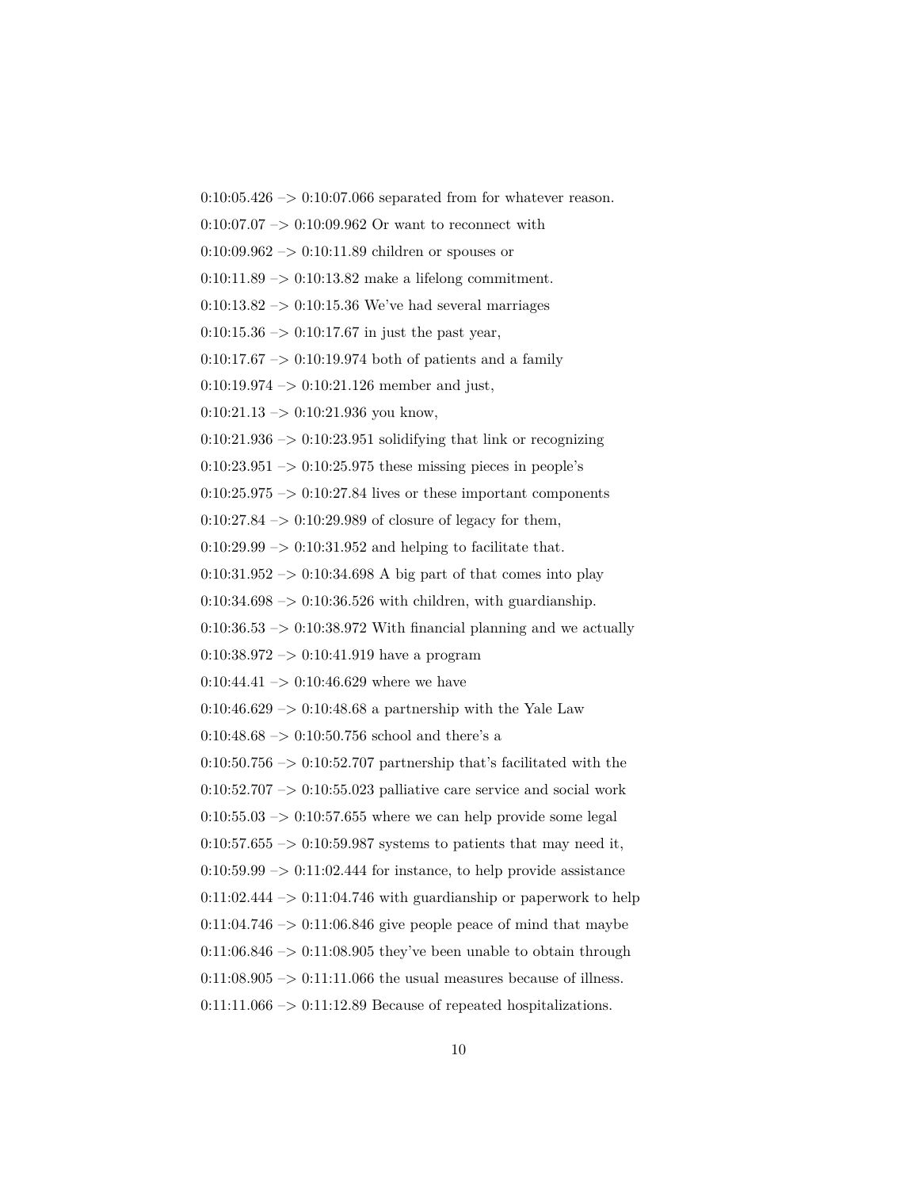0:10:05.426 –> 0:10:07.066 separated from for whatever reason.

0:10:07.07 –> 0:10:09.962 Or want to reconnect with

0:10:09.962 –> 0:10:11.89 children or spouses or

0:10:11.89 –> 0:10:13.82 make a lifelong commitment.

0:10:13.82 –> 0:10:15.36 We've had several marriages

0:10:15.36 –> 0:10:17.67 in just the past year,

0:10:17.67 –> 0:10:19.974 both of patients and a family

0:10:19.974 –> 0:10:21.126 member and just,

0:10:21.13 –> 0:10:21.936 you know,

0:10:21.936 –> 0:10:23.951 solidifying that link or recognizing

0:10:23.951 –> 0:10:25.975 these missing pieces in people's

0:10:25.975 –> 0:10:27.84 lives or these important components

0:10:27.84 –> 0:10:29.989 of closure of legacy for them,

0:10:29.99 –> 0:10:31.952 and helping to facilitate that.

0:10:31.952 –> 0:10:34.698 A big part of that comes into play

0:10:34.698 –> 0:10:36.526 with children, with guardianship.

0:10:36.53 –> 0:10:38.972 With financial planning and we actually

0:10:38.972 –> 0:10:41.919 have a program

0:10:44.41 –> 0:10:46.629 where we have

0:10:46.629 –> 0:10:48.68 a partnership with the Yale Law

0:10:48.68 –> 0:10:50.756 school and there's a

0:10:50.756 –> 0:10:52.707 partnership that's facilitated with the

0:10:52.707 –> 0:10:55.023 palliative care service and social work

0:10:55.03 –> 0:10:57.655 where we can help provide some legal

0:10:57.655 –> 0:10:59.987 systems to patients that may need it,

0:10:59.99 –> 0:11:02.444 for instance, to help provide assistance

0:11:02.444 –> 0:11:04.746 with guardianship or paperwork to help

0:11:04.746 –> 0:11:06.846 give people peace of mind that maybe

0:11:06.846 –> 0:11:08.905 they've been unable to obtain through

0:11:08.905 –> 0:11:11.066 the usual measures because of illness.

0:11:11.066 –> 0:11:12.89 Because of repeated hospitalizations.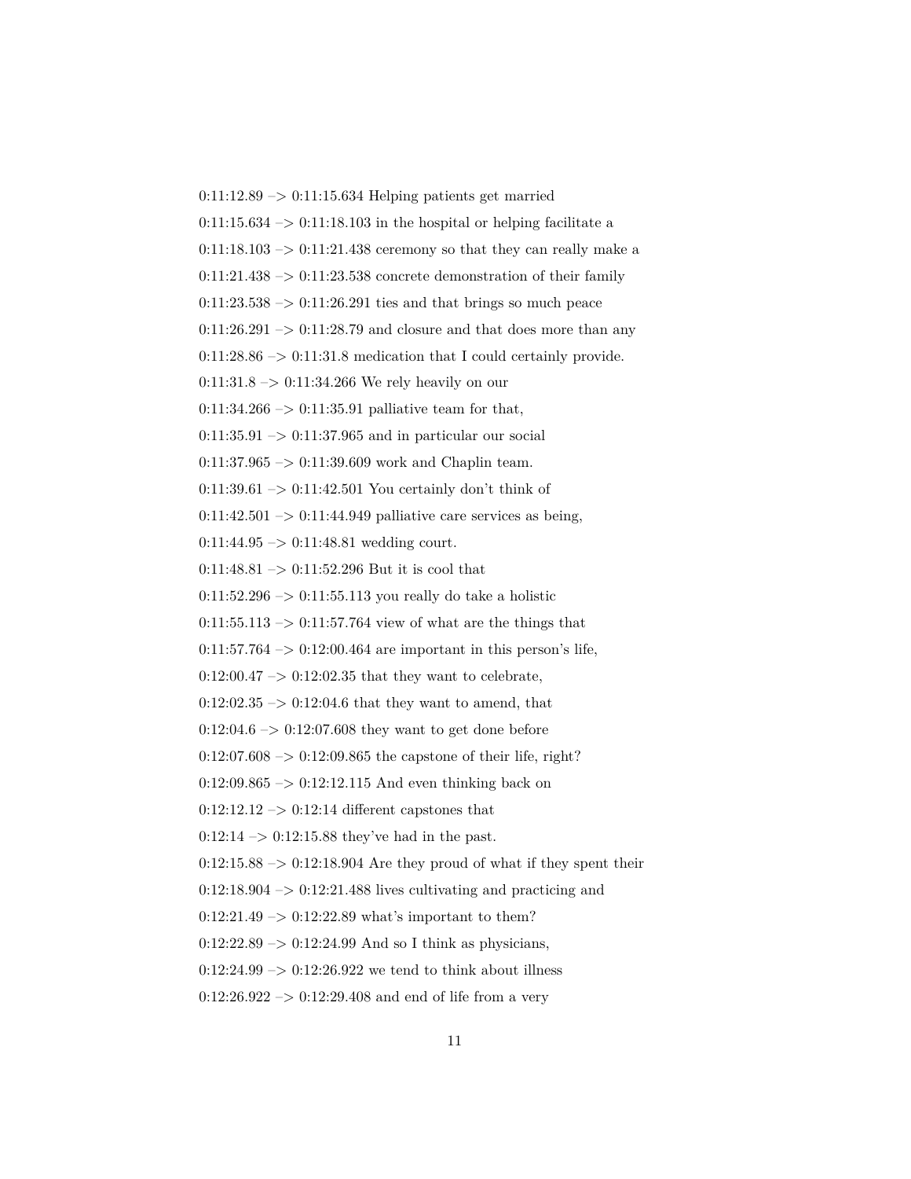0:11:12.89 –> 0:11:15.634 Helping patients get married

0:11:15.634 –> 0:11:18.103 in the hospital or helping facilitate a

0:11:18.103 –> 0:11:21.438 ceremony so that they can really make a

0:11:21.438 –> 0:11:23.538 concrete demonstration of their family

0:11:23.538 –> 0:11:26.291 ties and that brings so much peace

0:11:26.291 –> 0:11:28.79 and closure and that does more than any

0:11:28.86 –> 0:11:31.8 medication that I could certainly provide.

0:11:31.8 –> 0:11:34.266 We rely heavily on our

0:11:34.266 –> 0:11:35.91 palliative team for that,

0:11:35.91 –> 0:11:37.965 and in particular our social

0:11:37.965 –> 0:11:39.609 work and Chaplin team.

0:11:39.61 –> 0:11:42.501 You certainly don't think of

0:11:42.501 –> 0:11:44.949 palliative care services as being,

0:11:44.95 –> 0:11:48.81 wedding court.

0:11:48.81 –> 0:11:52.296 But it is cool that

0:11:52.296 –> 0:11:55.113 you really do take a holistic

0:11:55.113 –> 0:11:57.764 view of what are the things that

0:11:57.764 –> 0:12:00.464 are important in this person's life,

0:12:00.47 –> 0:12:02.35 that they want to celebrate,

0:12:02.35 –> 0:12:04.6 that they want to amend, that

0:12:04.6 –> 0:12:07.608 they want to get done before

0:12:07.608 –> 0:12:09.865 the capstone of their life, right?

0:12:09.865 –> 0:12:12.115 And even thinking back on

0:12:12.12 –> 0:12:14 different capstones that

0:12:14 –> 0:12:15.88 they've had in the past.

0:12:15.88 –> 0:12:18.904 Are they proud of what if they spent their

0:12:18.904 –> 0:12:21.488 lives cultivating and practicing and

0:12:21.49 –> 0:12:22.89 what's important to them?

0:12:22.89 –> 0:12:24.99 And so I think as physicians,

0:12:24.99 –> 0:12:26.922 we tend to think about illness

0:12:26.922 –> 0:12:29.408 and end of life from a very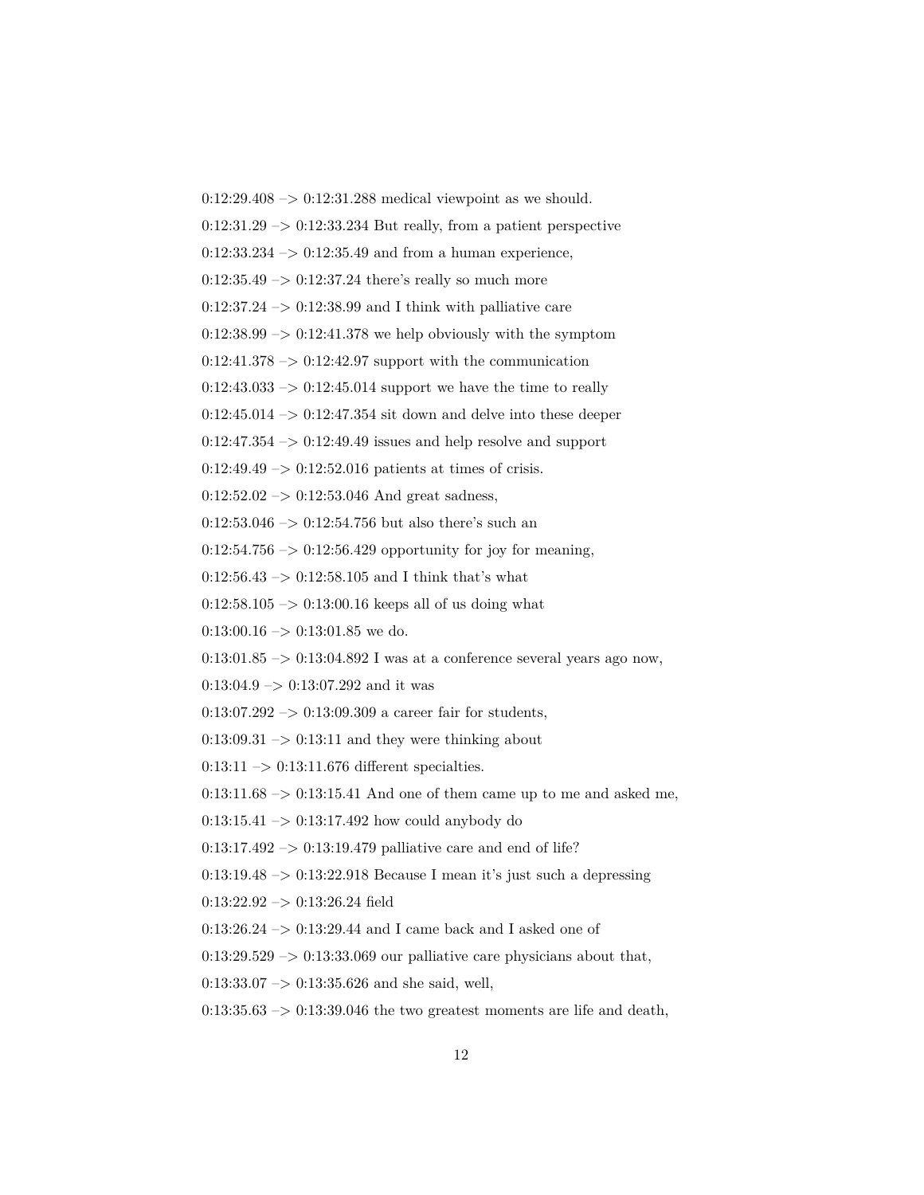0:12:29.408 –> 0:12:31.288 medical viewpoint as we should.

0:12:31.29 –> 0:12:33.234 But really, from a patient perspective

0:12:33.234 –> 0:12:35.49 and from a human experience,

0:12:35.49 –> 0:12:37.24 there's really so much more

0:12:37.24 –> 0:12:38.99 and I think with palliative care

0:12:38.99 –> 0:12:41.378 we help obviously with the symptom

0:12:41.378 –> 0:12:42.97 support with the communication

0:12:43.033 –> 0:12:45.014 support we have the time to really

0:12:45.014 –> 0:12:47.354 sit down and delve into these deeper

0:12:47.354 –> 0:12:49.49 issues and help resolve and support

0:12:49.49 –> 0:12:52.016 patients at times of crisis.

0:12:52.02 –> 0:12:53.046 And great sadness,

0:12:53.046 –> 0:12:54.756 but also there's such an

0:12:54.756 –> 0:12:56.429 opportunity for joy for meaning,

0:12:56.43 –> 0:12:58.105 and I think that's what

0:12:58.105 –> 0:13:00.16 keeps all of us doing what

0:13:00.16 –> 0:13:01.85 we do.

0:13:01.85 –> 0:13:04.892 I was at a conference several years ago now,

0:13:04.9 –> 0:13:07.292 and it was

0:13:07.292 –> 0:13:09.309 a career fair for students,

0:13:09.31 –> 0:13:11 and they were thinking about

0:13:11 –> 0:13:11.676 different specialties.

0:13:11.68 –> 0:13:15.41 And one of them came up to me and asked me,

0:13:15.41 –> 0:13:17.492 how could anybody do

0:13:17.492 –> 0:13:19.479 palliative care and end of life?

0:13:19.48 –> 0:13:22.918 Because I mean it's just such a depressing

0:13:22.92 –> 0:13:26.24 field

0:13:26.24 –> 0:13:29.44 and I came back and I asked one of

0:13:29.529 –> 0:13:33.069 our palliative care physicians about that,

0:13:33.07 –> 0:13:35.626 and she said, well,

0:13:35.63 –> 0:13:39.046 the two greatest moments are life and death,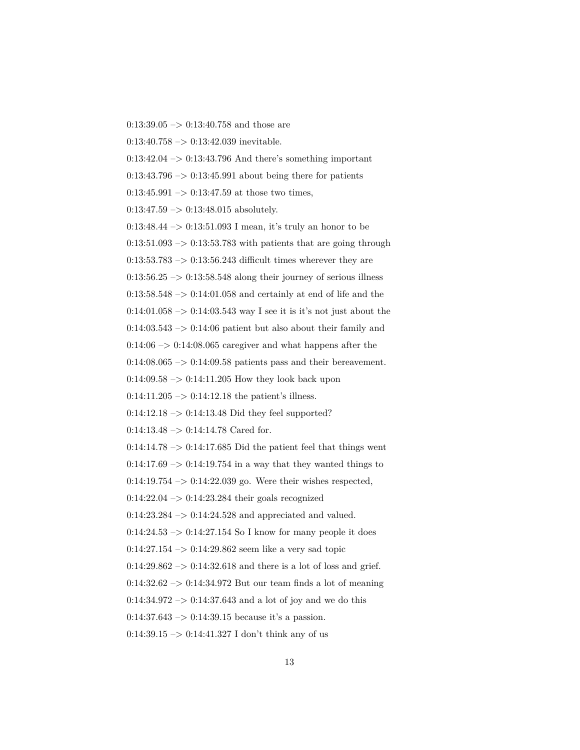0:13:39.05 –> 0:13:40.758 and those are

0:13:40.758 –> 0:13:42.039 inevitable.

0:13:42.04 –> 0:13:43.796 And there's something important

0:13:43.796 –> 0:13:45.991 about being there for patients

0:13:45.991 –> 0:13:47.59 at those two times,

0:13:47.59 –> 0:13:48.015 absolutely.

0:13:48.44 –> 0:13:51.093 I mean, it's truly an honor to be

0:13:51.093 –> 0:13:53.783 with patients that are going through

0:13:53.783 –> 0:13:56.243 difficult times wherever they are

0:13:56.25 –> 0:13:58.548 along their journey of serious illness

0:13:58.548 –> 0:14:01.058 and certainly at end of life and the

0:14:01.058 –> 0:14:03.543 way I see it is it's not just about the

0:14:03.543 –> 0:14:06 patient but also about their family and

0:14:06 –> 0:14:08.065 caregiver and what happens after the

0:14:08.065 –> 0:14:09.58 patients pass and their bereavement.

0:14:09.58 –> 0:14:11.205 How they look back upon

0:14:11.205 –> 0:14:12.18 the patient's illness.

0:14:12.18 –> 0:14:13.48 Did they feel supported?

0:14:13.48 –> 0:14:14.78 Cared for.

0:14:14.78 –> 0:14:17.685 Did the patient feel that things went

0:14:17.69 –> 0:14:19.754 in a way that they wanted things to

0:14:19.754 –> 0:14:22.039 go. Were their wishes respected,

0:14:22.04 –> 0:14:23.284 their goals recognized

0:14:23.284 –> 0:14:24.528 and appreciated and valued.

0:14:24.53 –> 0:14:27.154 So I know for many people it does

0:14:27.154 –> 0:14:29.862 seem like a very sad topic

0:14:29.862 –> 0:14:32.618 and there is a lot of loss and grief.

0:14:32.62 –> 0:14:34.972 But our team finds a lot of meaning

0:14:34.972 –> 0:14:37.643 and a lot of joy and we do this

0:14:37.643 –> 0:14:39.15 because it's a passion.

0:14:39.15 –> 0:14:41.327 I don't think any of us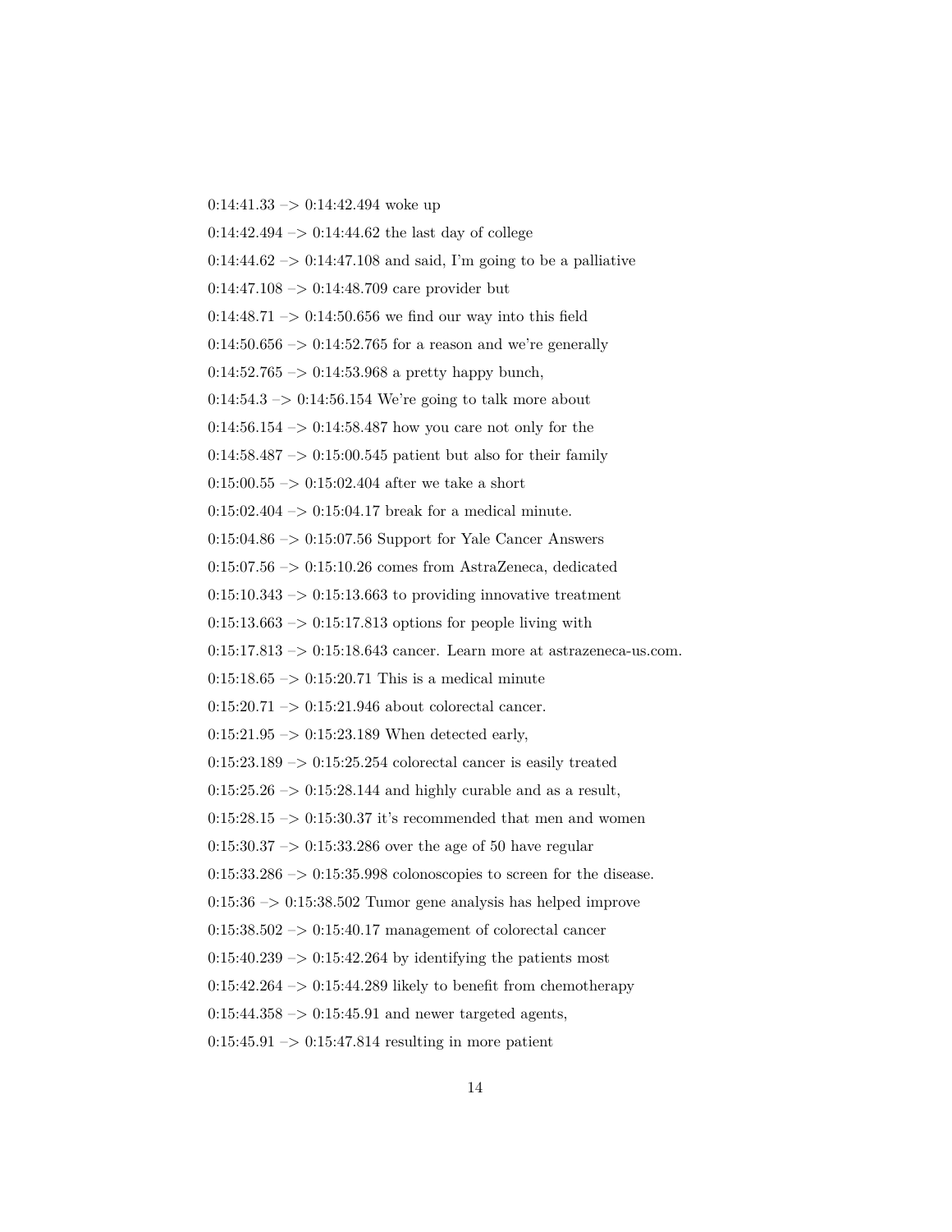0:14:41.33 –> 0:14:42.494 woke up

0:14:42.494 –> 0:14:44.62 the last day of college

0:14:44.62 –> 0:14:47.108 and said, I'm going to be a palliative

0:14:47.108 –> 0:14:48.709 care provider but

0:14:48.71 –> 0:14:50.656 we find our way into this field

0:14:50.656 –> 0:14:52.765 for a reason and we're generally

0:14:52.765 –> 0:14:53.968 a pretty happy bunch,

0:14:54.3 –> 0:14:56.154 We're going to talk more about

0:14:56.154 –> 0:14:58.487 how you care not only for the

0:14:58.487 –> 0:15:00.545 patient but also for their family

0:15:00.55 –> 0:15:02.404 after we take a short

0:15:02.404 –> 0:15:04.17 break for a medical minute.

0:15:04.86 –> 0:15:07.56 Support for Yale Cancer Answers

0:15:07.56 –> 0:15:10.26 comes from AstraZeneca, dedicated

0:15:10.343 –> 0:15:13.663 to providing innovative treatment

0:15:13.663 –> 0:15:17.813 options for people living with

0:15:17.813 –> 0:15:18.643 cancer. Learn more at astrazeneca-us.com.

0:15:18.65 –> 0:15:20.71 This is a medical minute

0:15:20.71 –> 0:15:21.946 about colorectal cancer.

0:15:21.95 –> 0:15:23.189 When detected early,

0:15:23.189 –> 0:15:25.254 colorectal cancer is easily treated

0:15:25.26 –> 0:15:28.144 and highly curable and as a result,

0:15:28.15 –> 0:15:30.37 it's recommended that men and women

0:15:30.37 –> 0:15:33.286 over the age of 50 have regular

0:15:33.286 –> 0:15:35.998 colonoscopies to screen for the disease.

0:15:36 –> 0:15:38.502 Tumor gene analysis has helped improve

0:15:38.502 –> 0:15:40.17 management of colorectal cancer

0:15:40.239 –> 0:15:42.264 by identifying the patients most

0:15:42.264 –> 0:15:44.289 likely to benefit from chemotherapy

0:15:44.358 –> 0:15:45.91 and newer targeted agents,

0:15:45.91 –> 0:15:47.814 resulting in more patient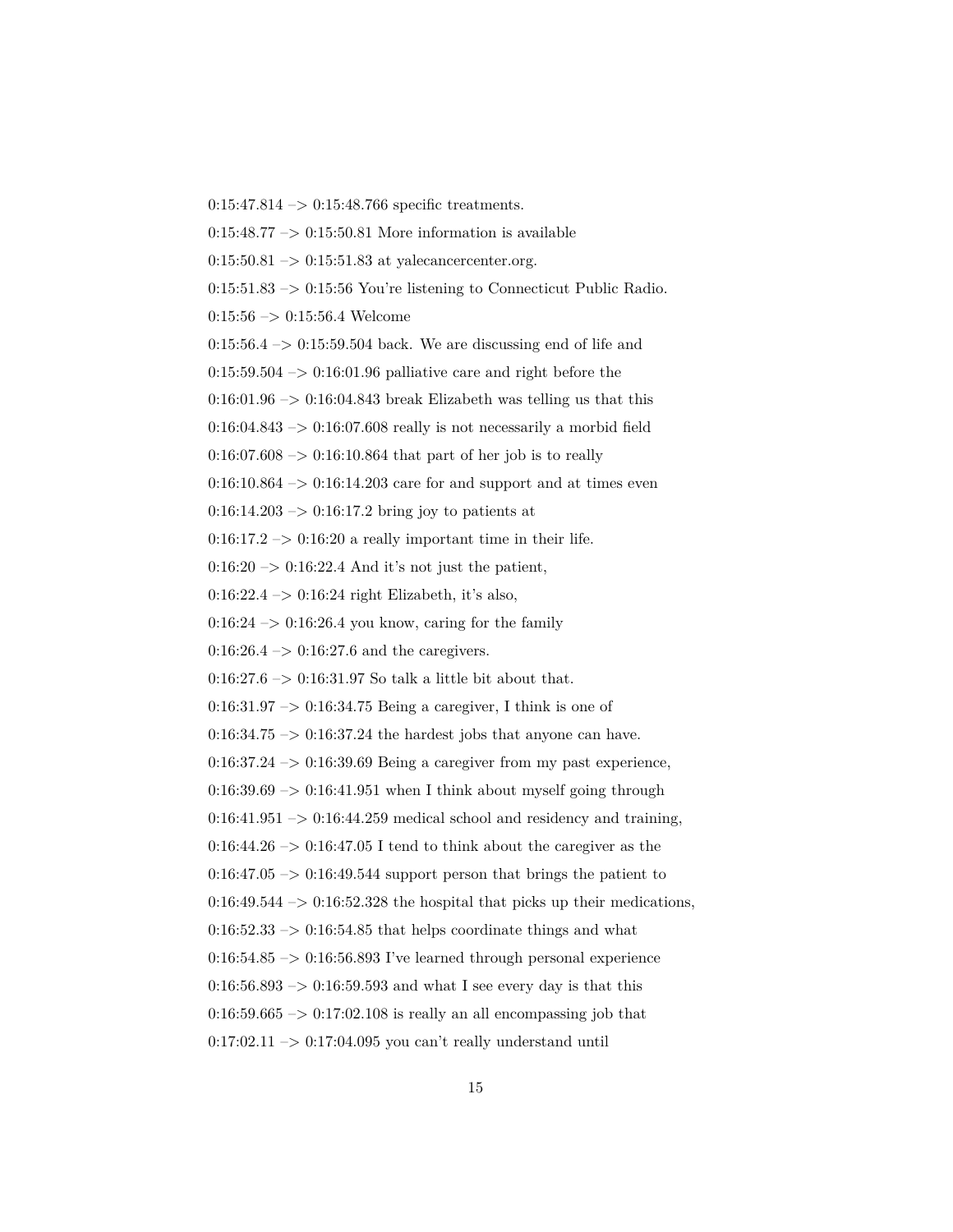0:15:47.814 –> 0:15:48.766 specific treatments.

0:15:48.77 –> 0:15:50.81 More information is available

0:15:50.81 –> 0:15:51.83 at yalecancercenter.org.

0:15:51.83 –> 0:15:56 You're listening to Connecticut Public Radio.

0:15:56 –> 0:15:56.4 Welcome

0:15:56.4 –> 0:15:59.504 back. We are discussing end of life and

0:15:59.504 –> 0:16:01.96 palliative care and right before the

0:16:01.96 –> 0:16:04.843 break Elizabeth was telling us that this

0:16:04.843 –> 0:16:07.608 really is not necessarily a morbid field

0:16:07.608 –> 0:16:10.864 that part of her job is to really

0:16:10.864 –> 0:16:14.203 care for and support and at times even

0:16:14.203 –> 0:16:17.2 bring joy to patients at

0:16:17.2 –> 0:16:20 a really important time in their life.

0:16:20 –> 0:16:22.4 And it's not just the patient,

0:16:22.4 –> 0:16:24 right Elizabeth, it's also,

0:16:24 –> 0:16:26.4 you know, caring for the family

0:16:26.4 –> 0:16:27.6 and the caregivers.

0:16:27.6 –> 0:16:31.97 So talk a little bit about that.

0:16:31.97 –> 0:16:34.75 Being a caregiver, I think is one of

0:16:34.75 –> 0:16:37.24 the hardest jobs that anyone can have.

0:16:37.24 –> 0:16:39.69 Being a caregiver from my past experience,

0:16:39.69 –> 0:16:41.951 when I think about myself going through

0:16:41.951 –> 0:16:44.259 medical school and residency and training,

0:16:44.26 –> 0:16:47.05 I tend to think about the caregiver as the

0:16:47.05 –> 0:16:49.544 support person that brings the patient to

0:16:49.544 –> 0:16:52.328 the hospital that picks up their medications,

0:16:52.33 –> 0:16:54.85 that helps coordinate things and what

0:16:54.85 –> 0:16:56.893 I've learned through personal experience

0:16:56.893 –> 0:16:59.593 and what I see every day is that this

0:16:59.665 –> 0:17:02.108 is really an all encompassing job that

0:17:02.11 –> 0:17:04.095 you can't really understand until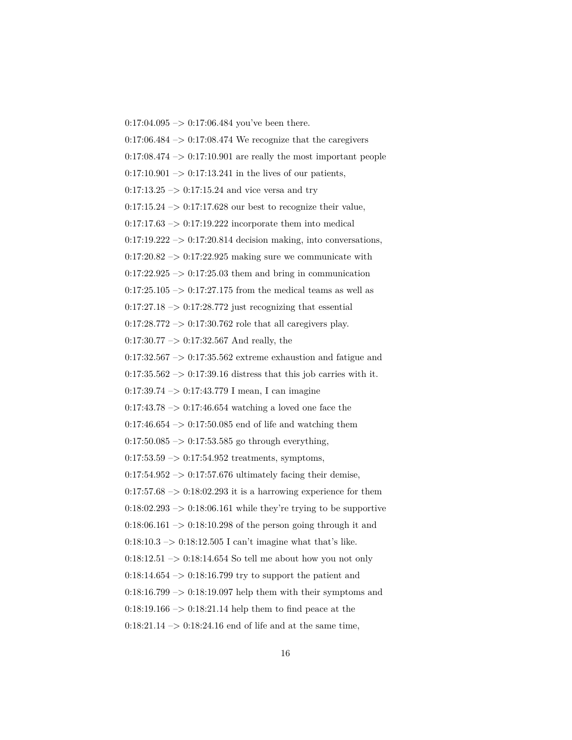0:17:04.095 –> 0:17:06.484 you've been there.

0:17:06.484 –> 0:17:08.474 We recognize that the caregivers

0:17:08.474 –> 0:17:10.901 are really the most important people

0:17:10.901 –> 0:17:13.241 in the lives of our patients,

0:17:13.25 –> 0:17:15.24 and vice versa and try

0:17:15.24 –> 0:17:17.628 our best to recognize their value,

0:17:17.63 –> 0:17:19.222 incorporate them into medical

0:17:19.222 –> 0:17:20.814 decision making, into conversations,

0:17:20.82 –> 0:17:22.925 making sure we communicate with

0:17:22.925 –> 0:17:25.03 them and bring in communication

0:17:25.105 –> 0:17:27.175 from the medical teams as well as

0:17:27.18 –> 0:17:28.772 just recognizing that essential

0:17:28.772 –> 0:17:30.762 role that all caregivers play.

0:17:30.77 –> 0:17:32.567 And really, the

0:17:32.567 –> 0:17:35.562 extreme exhaustion and fatigue and

0:17:35.562 –> 0:17:39.16 distress that this job carries with it.

0:17:39.74 –> 0:17:43.779 I mean, I can imagine

0:17:43.78 –> 0:17:46.654 watching a loved one face the

0:17:46.654 –> 0:17:50.085 end of life and watching them

0:17:50.085 –> 0:17:53.585 go through everything,

0:17:53.59 –> 0:17:54.952 treatments, symptoms,

0:17:54.952 –> 0:17:57.676 ultimately facing their demise,

0:17:57.68 –> 0:18:02.293 it is a harrowing experience for them

0:18:02.293 –> 0:18:06.161 while they're trying to be supportive

0:18:06.161 –> 0:18:10.298 of the person going through it and

0:18:10.3 –> 0:18:12.505 I can't imagine what that's like.

0:18:12.51 –> 0:18:14.654 So tell me about how you not only

0:18:14.654 –> 0:18:16.799 try to support the patient and

0:18:16.799 –> 0:18:19.097 help them with their symptoms and

0:18:19.166 –> 0:18:21.14 help them to find peace at the

0:18:21.14 –> 0:18:24.16 end of life and at the same time,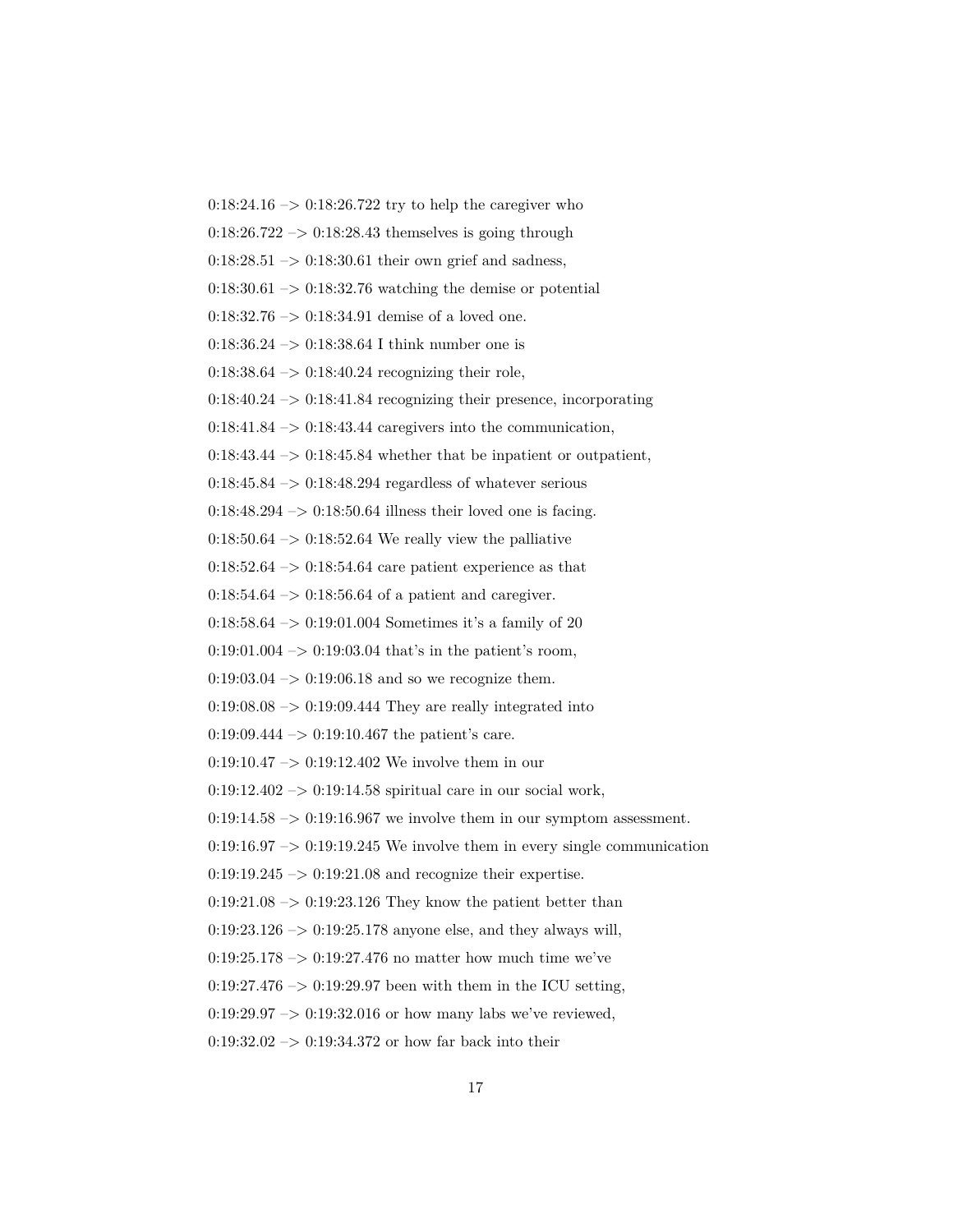0:18:24.16 –> 0:18:26.722 try to help the caregiver who

0:18:26.722 –> 0:18:28.43 themselves is going through

0:18:28.51 –> 0:18:30.61 their own grief and sadness,

0:18:30.61 –> 0:18:32.76 watching the demise or potential

0:18:32.76 –> 0:18:34.91 demise of a loved one.

0:18:36.24 –> 0:18:38.64 I think number one is

0:18:38.64 –> 0:18:40.24 recognizing their role,

0:18:40.24 –> 0:18:41.84 recognizing their presence, incorporating

0:18:41.84 –> 0:18:43.44 caregivers into the communication,

0:18:43.44 –> 0:18:45.84 whether that be inpatient or outpatient,

0:18:45.84 –> 0:18:48.294 regardless of whatever serious

0:18:48.294 –> 0:18:50.64 illness their loved one is facing.

0:18:50.64 –> 0:18:52.64 We really view the palliative

0:18:52.64 –> 0:18:54.64 care patient experience as that

0:18:54.64 –> 0:18:56.64 of a patient and caregiver.

0:18:58.64 –> 0:19:01.004 Sometimes it's a family of 20

0:19:01.004 –> 0:19:03.04 that's in the patient's room,

0:19:03.04 –> 0:19:06.18 and so we recognize them.

0:19:08.08 –> 0:19:09.444 They are really integrated into

0:19:09.444 –> 0:19:10.467 the patient's care.

0:19:10.47 –> 0:19:12.402 We involve them in our

0:19:12.402 –> 0:19:14.58 spiritual care in our social work,

0:19:14.58 –> 0:19:16.967 we involve them in our symptom assessment.

0:19:16.97 –> 0:19:19.245 We involve them in every single communication

0:19:19.245 –> 0:19:21.08 and recognize their expertise.

0:19:21.08 –> 0:19:23.126 They know the patient better than

0:19:23.126 –> 0:19:25.178 anyone else, and they always will,

0:19:25.178 –> 0:19:27.476 no matter how much time we've

0:19:27.476 –> 0:19:29.97 been with them in the ICU setting,

0:19:29.97 –> 0:19:32.016 or how many labs we've reviewed,

0:19:32.02 –> 0:19:34.372 or how far back into their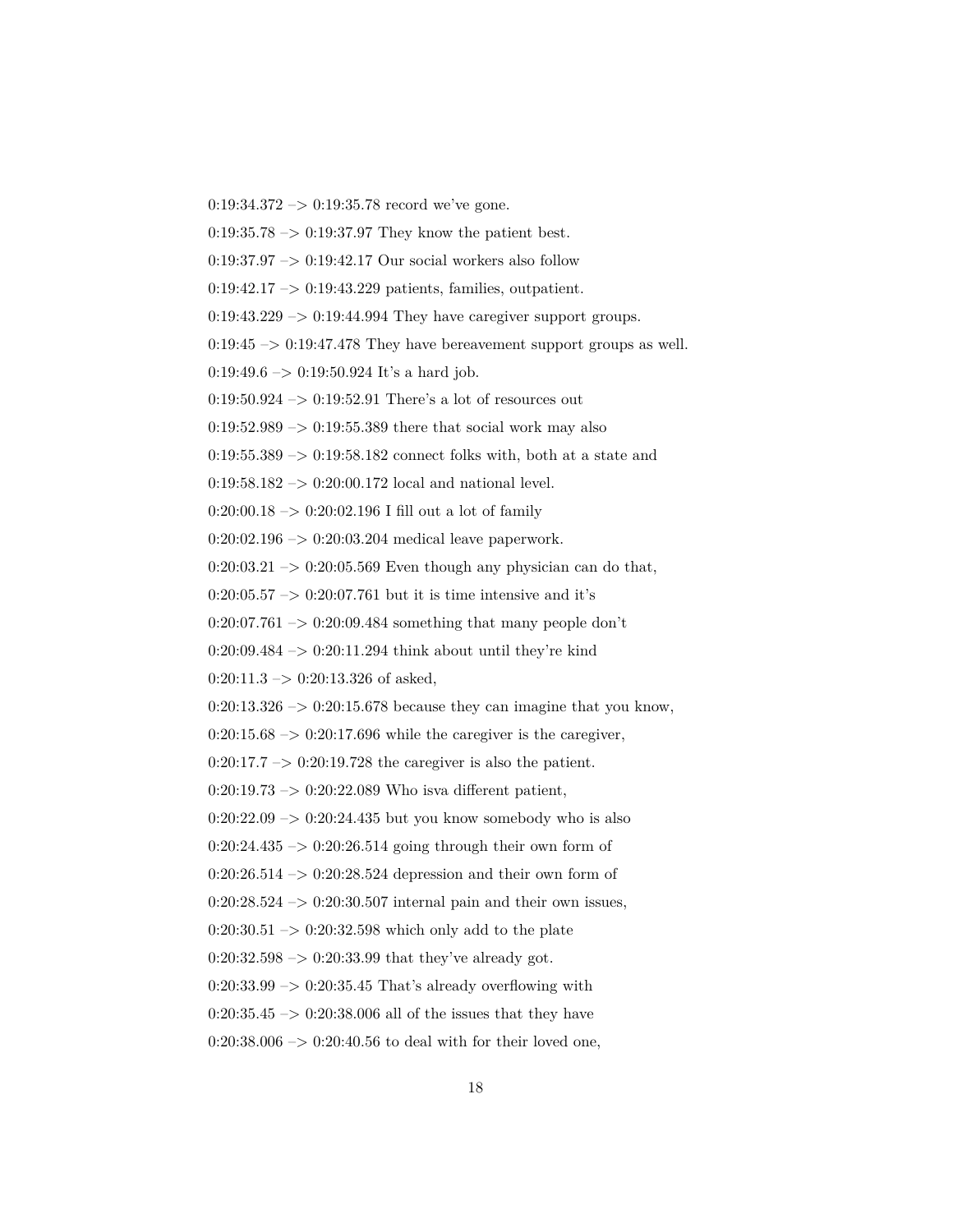0:19:34.372 –> 0:19:35.78 record we've gone.

0:19:35.78 –> 0:19:37.97 They know the patient best.

0:19:37.97 –> 0:19:42.17 Our social workers also follow

0:19:42.17 –> 0:19:43.229 patients, families, outpatient.

0:19:43.229 –> 0:19:44.994 They have caregiver support groups.

0:19:45 –> 0:19:47.478 They have bereavement support groups as well.

0:19:49.6 –> 0:19:50.924 It's a hard job.

0:19:50.924 –> 0:19:52.91 There's a lot of resources out

0:19:52.989 –> 0:19:55.389 there that social work may also

0:19:55.389 –> 0:19:58.182 connect folks with, both at a state and

0:19:58.182 –> 0:20:00.172 local and national level.

0:20:00.18 –> 0:20:02.196 I fill out a lot of family

0:20:02.196 –> 0:20:03.204 medical leave paperwork.

0:20:03.21 –> 0:20:05.569 Even though any physician can do that,

0:20:05.57 –> 0:20:07.761 but it is time intensive and it's

0:20:07.761 –> 0:20:09.484 something that many people don't

0:20:09.484 –> 0:20:11.294 think about until they're kind

0:20:11.3 –> 0:20:13.326 of asked,

0:20:13.326 –> 0:20:15.678 because they can imagine that you know,

0:20:15.68 –> 0:20:17.696 while the caregiver is the caregiver,

0:20:17.7 –> 0:20:19.728 the caregiver is also the patient.

0:20:19.73 –> 0:20:22.089 Who isva different patient,

0:20:22.09 –> 0:20:24.435 but you know somebody who is also

0:20:24.435 –> 0:20:26.514 going through their own form of

0:20:26.514 –> 0:20:28.524 depression and their own form of

0:20:28.524 –> 0:20:30.507 internal pain and their own issues,

0:20:30.51 –> 0:20:32.598 which only add to the plate

0:20:32.598 –> 0:20:33.99 that they've already got.

0:20:33.99 –> 0:20:35.45 That's already overflowing with

0:20:35.45 –> 0:20:38.006 all of the issues that they have

0:20:38.006 –> 0:20:40.56 to deal with for their loved one,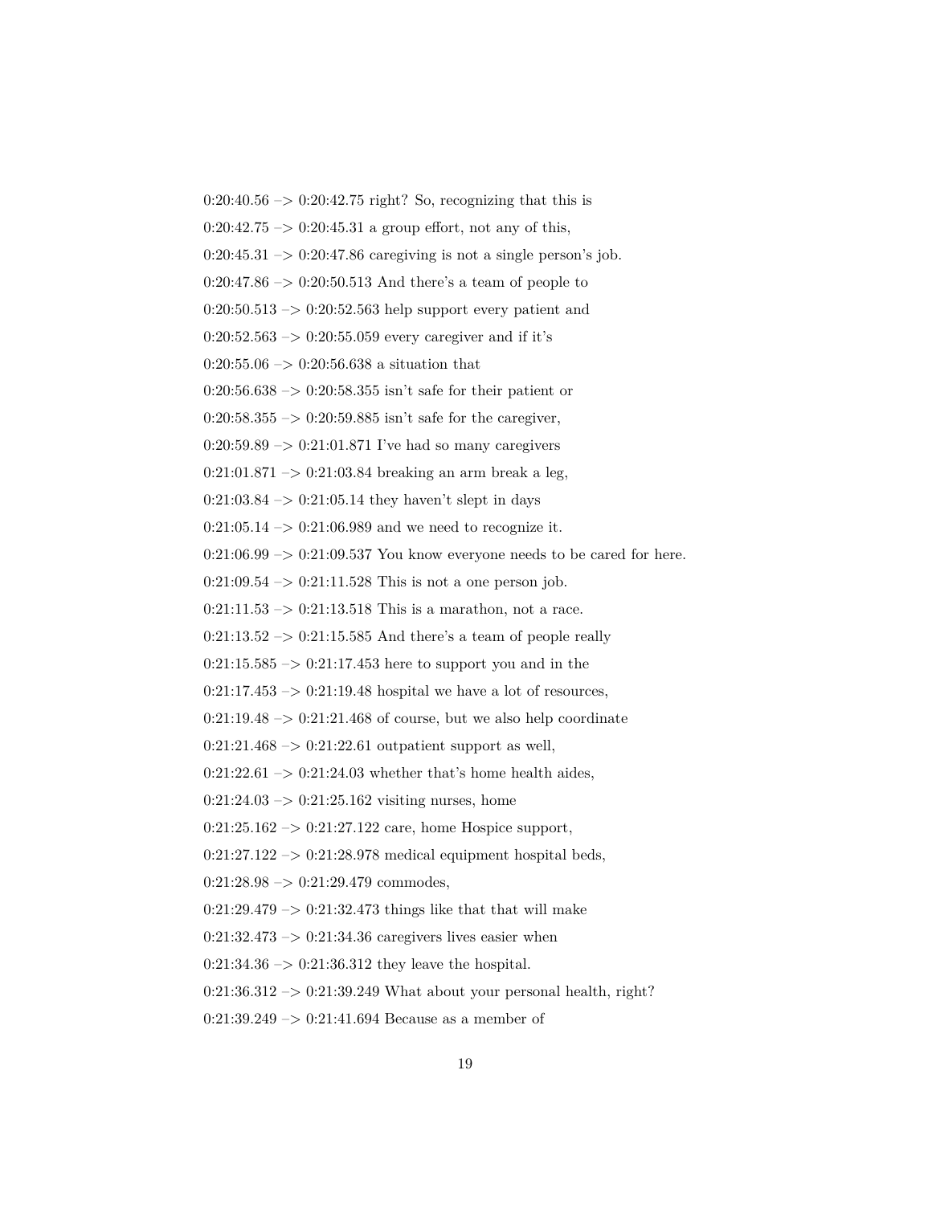0:20:40.56 –> 0:20:42.75 right? So, recognizing that this is

0:20:42.75 –> 0:20:45.31 a group effort, not any of this,

0:20:45.31 –> 0:20:47.86 caregiving is not a single person's job.

0:20:47.86 –> 0:20:50.513 And there's a team of people to

0:20:50.513 –> 0:20:52.563 help support every patient and

0:20:52.563 –> 0:20:55.059 every caregiver and if it's

0:20:55.06 –> 0:20:56.638 a situation that

0:20:56.638 –> 0:20:58.355 isn't safe for their patient or

0:20:58.355 –> 0:20:59.885 isn't safe for the caregiver,

0:20:59.89 –> 0:21:01.871 I've had so many caregivers

0:21:01.871 –> 0:21:03.84 breaking an arm break a leg,

0:21:03.84 –> 0:21:05.14 they haven't slept in days

0:21:05.14 –> 0:21:06.989 and we need to recognize it.

0:21:06.99 –> 0:21:09.537 You know everyone needs to be cared for here.

0:21:09.54 –> 0:21:11.528 This is not a one person job.

0:21:11.53 –> 0:21:13.518 This is a marathon, not a race.

0:21:13.52 –> 0:21:15.585 And there's a team of people really

0:21:15.585 –> 0:21:17.453 here to support you and in the

0:21:17.453 –> 0:21:19.48 hospital we have a lot of resources,

0:21:19.48 –> 0:21:21.468 of course, but we also help coordinate

0:21:21.468 –> 0:21:22.61 outpatient support as well,

0:21:22.61 –> 0:21:24.03 whether that's home health aides,

0:21:24.03 –> 0:21:25.162 visiting nurses, home

0:21:25.162 –> 0:21:27.122 care, home Hospice support,

0:21:27.122 –> 0:21:28.978 medical equipment hospital beds,

0:21:28.98 –> 0:21:29.479 commodes,

0:21:29.479 –> 0:21:32.473 things like that that will make

0:21:32.473 –> 0:21:34.36 caregivers lives easier when

0:21:34.36 –> 0:21:36.312 they leave the hospital.

0:21:36.312 –> 0:21:39.249 What about your personal health, right?

0:21:39.249 –> 0:21:41.694 Because as a member of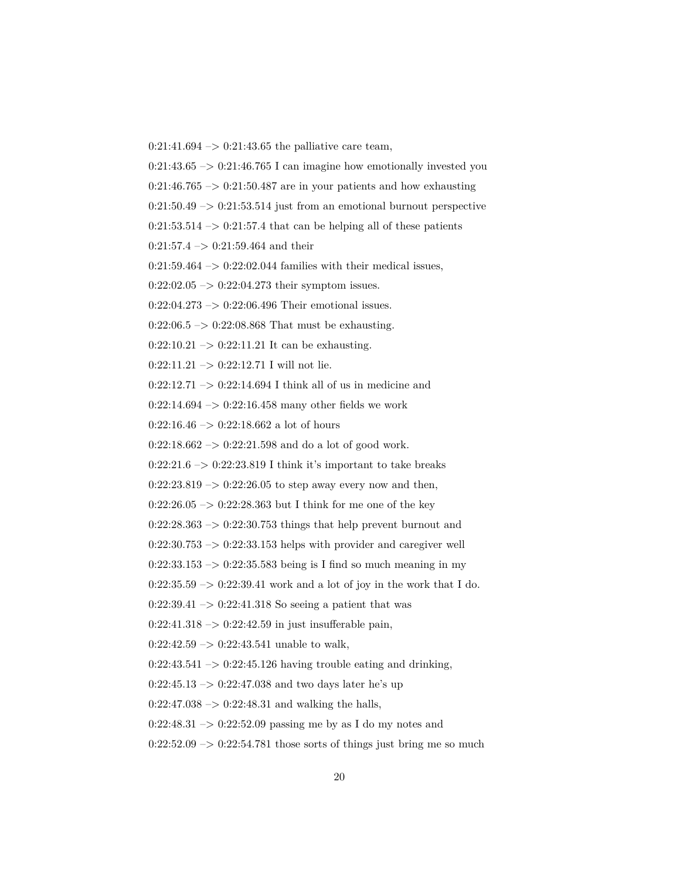0:21:41.694 –> 0:21:43.65 the palliative care team,

0:21:43.65 –> 0:21:46.765 I can imagine how emotionally invested you

0:21:46.765 –> 0:21:50.487 are in your patients and how exhausting

0:21:50.49 –> 0:21:53.514 just from an emotional burnout perspective

0:21:53.514 –> 0:21:57.4 that can be helping all of these patients

0:21:57.4 –> 0:21:59.464 and their

0:21:59.464 –> 0:22:02.044 families with their medical issues,

0:22:02.05 –> 0:22:04.273 their symptom issues.

0:22:04.273 –> 0:22:06.496 Their emotional issues.

0:22:06.5 –> 0:22:08.868 That must be exhausting.

0:22:10.21 –> 0:22:11.21 It can be exhausting.

0:22:11.21 –> 0:22:12.71 I will not lie.

0:22:12.71 –> 0:22:14.694 I think all of us in medicine and

0:22:14.694 –> 0:22:16.458 many other fields we work

0:22:16.46 –> 0:22:18.662 a lot of hours

0:22:18.662 –> 0:22:21.598 and do a lot of good work.

0:22:21.6 –> 0:22:23.819 I think it's important to take breaks

0:22:23.819 –> 0:22:26.05 to step away every now and then,

0:22:26.05 –> 0:22:28.363 but I think for me one of the key

0:22:28.363 –> 0:22:30.753 things that help prevent burnout and

0:22:30.753 –> 0:22:33.153 helps with provider and caregiver well

0:22:33.153 –> 0:22:35.583 being is I find so much meaning in my

0:22:35.59 –> 0:22:39.41 work and a lot of joy in the work that I do.

0:22:39.41 –> 0:22:41.318 So seeing a patient that was

0:22:41.318 –> 0:22:42.59 in just insufferable pain,

0:22:42.59 –> 0:22:43.541 unable to walk,

0:22:43.541 –> 0:22:45.126 having trouble eating and drinking,

0:22:45.13 –> 0:22:47.038 and two days later he's up

0:22:47.038 –> 0:22:48.31 and walking the halls,

0:22:48.31 –> 0:22:52.09 passing me by as I do my notes and

0:22:52.09 –> 0:22:54.781 those sorts of things just bring me so much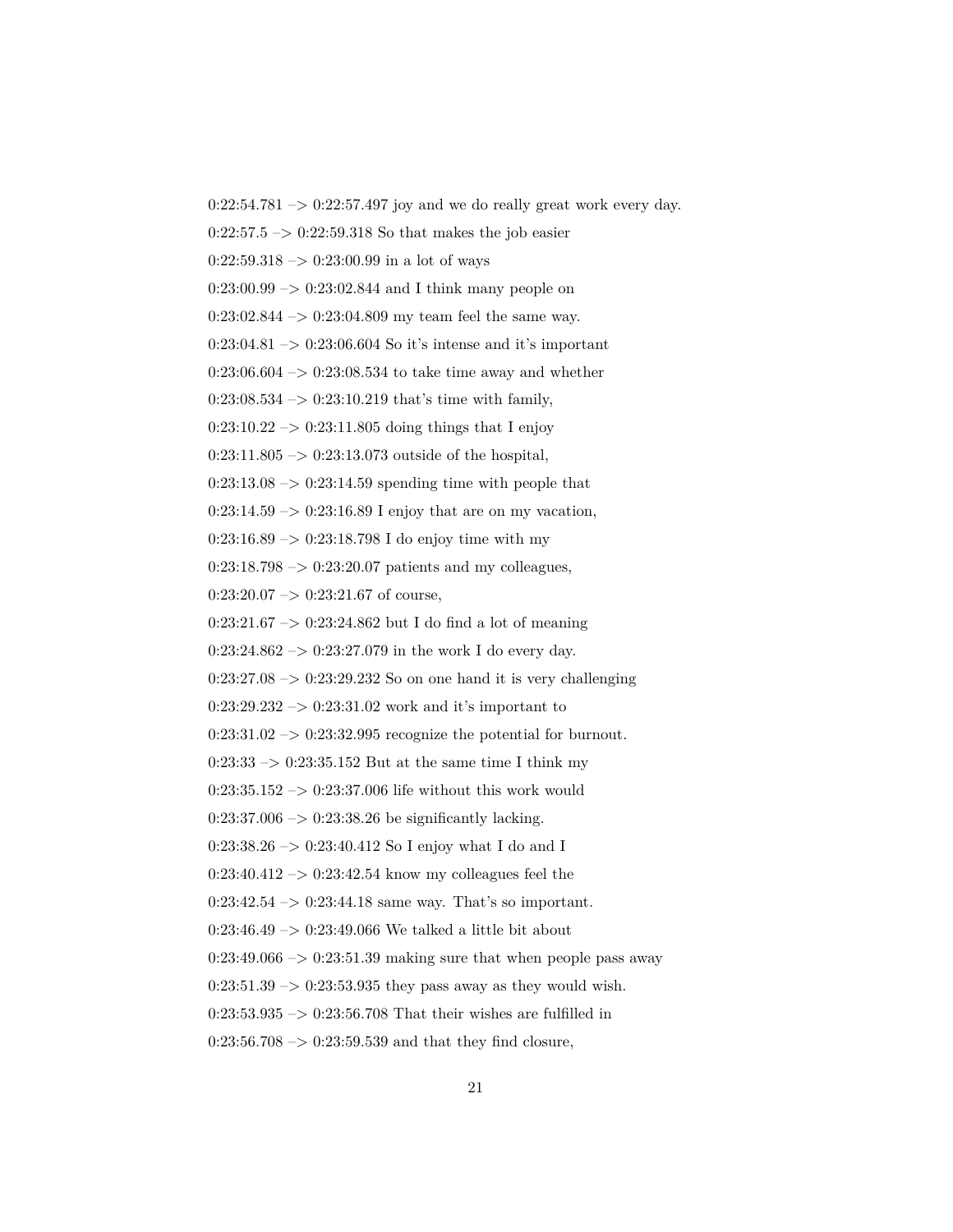0:22:54.781 –> 0:22:57.497 joy and we do really great work every day.

0:22:57.5 –> 0:22:59.318 So that makes the job easier

0:22:59.318 –> 0:23:00.99 in a lot of ways

0:23:00.99 –> 0:23:02.844 and I think many people on

0:23:02.844 –> 0:23:04.809 my team feel the same way.

0:23:04.81 –> 0:23:06.604 So it's intense and it's important

0:23:06.604 –> 0:23:08.534 to take time away and whether

0:23:08.534 –> 0:23:10.219 that's time with family,

0:23:10.22 –> 0:23:11.805 doing things that I enjoy

0:23:11.805 –> 0:23:13.073 outside of the hospital,

0:23:13.08 –> 0:23:14.59 spending time with people that

0:23:14.59 –> 0:23:16.89 I enjoy that are on my vacation,

0:23:16.89 –> 0:23:18.798 I do enjoy time with my

0:23:18.798 –> 0:23:20.07 patients and my colleagues,

0:23:20.07 –> 0:23:21.67 of course,

0:23:21.67 –> 0:23:24.862 but I do find a lot of meaning

0:23:24.862 –> 0:23:27.079 in the work I do every day.

0:23:27.08 –> 0:23:29.232 So on one hand it is very challenging

0:23:29.232 –> 0:23:31.02 work and it's important to

0:23:31.02 –> 0:23:32.995 recognize the potential for burnout.

0:23:33 –> 0:23:35.152 But at the same time I think my

0:23:35.152 –> 0:23:37.006 life without this work would

0:23:37.006 –> 0:23:38.26 be significantly lacking.

0:23:38.26 –> 0:23:40.412 So I enjoy what I do and I

0:23:40.412 –> 0:23:42.54 know my colleagues feel the

0:23:42.54 –> 0:23:44.18 same way. That's so important.

0:23:46.49 –> 0:23:49.066 We talked a little bit about

0:23:49.066 –> 0:23:51.39 making sure that when people pass away

0:23:51.39 –> 0:23:53.935 they pass away as they would wish.

0:23:53.935 –> 0:23:56.708 That their wishes are fulfilled in

0:23:56.708 –> 0:23:59.539 and that they find closure,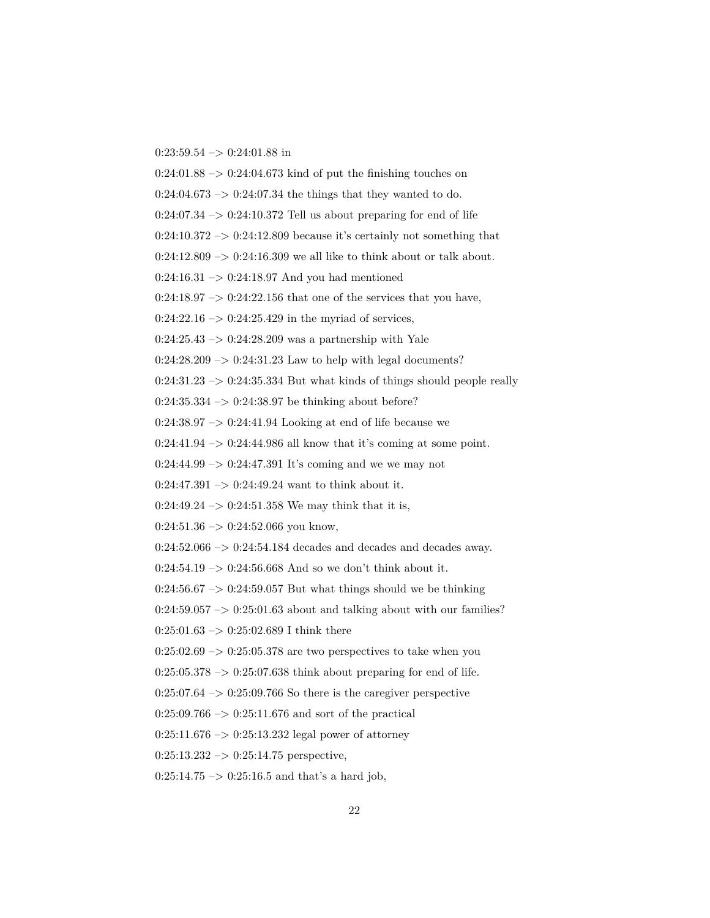0:23:59.54 –> 0:24:01.88 in

0:24:01.88 –> 0:24:04.673 kind of put the finishing touches on

0:24:04.673 –> 0:24:07.34 the things that they wanted to do.

0:24:07.34 –> 0:24:10.372 Tell us about preparing for end of life

0:24:10.372 –> 0:24:12.809 because it's certainly not something that

0:24:12.809 –> 0:24:16.309 we all like to think about or talk about.

0:24:16.31 –> 0:24:18.97 And you had mentioned

0:24:18.97 –> 0:24:22.156 that one of the services that you have,

0:24:22.16 –> 0:24:25.429 in the myriad of services,

0:24:25.43 –> 0:24:28.209 was a partnership with Yale

0:24:28.209 –> 0:24:31.23 Law to help with legal documents?

0:24:31.23 –> 0:24:35.334 But what kinds of things should people really

0:24:35.334 –> 0:24:38.97 be thinking about before?

0:24:38.97 –> 0:24:41.94 Looking at end of life because we

0:24:41.94 –> 0:24:44.986 all know that it's coming at some point.

0:24:44.99 –> 0:24:47.391 It's coming and we we may not

0:24:47.391 –> 0:24:49.24 want to think about it.

0:24:49.24 –> 0:24:51.358 We may think that it is,

0:24:51.36 –> 0:24:52.066 you know,

0:24:52.066 –> 0:24:54.184 decades and decades and decades away.

0:24:54.19 –> 0:24:56.668 And so we don't think about it.

0:24:56.67 –> 0:24:59.057 But what things should we be thinking

0:24:59.057 –> 0:25:01.63 about and talking about with our families?

0:25:01.63 –> 0:25:02.689 I think there

0:25:02.69 –> 0:25:05.378 are two perspectives to take when you

0:25:05.378 –> 0:25:07.638 think about preparing for end of life.

0:25:07.64 –> 0:25:09.766 So there is the caregiver perspective

0:25:09.766 –> 0:25:11.676 and sort of the practical

0:25:11.676 –> 0:25:13.232 legal power of attorney

0:25:13.232 –> 0:25:14.75 perspective,

0:25:14.75 –> 0:25:16.5 and that's a hard job,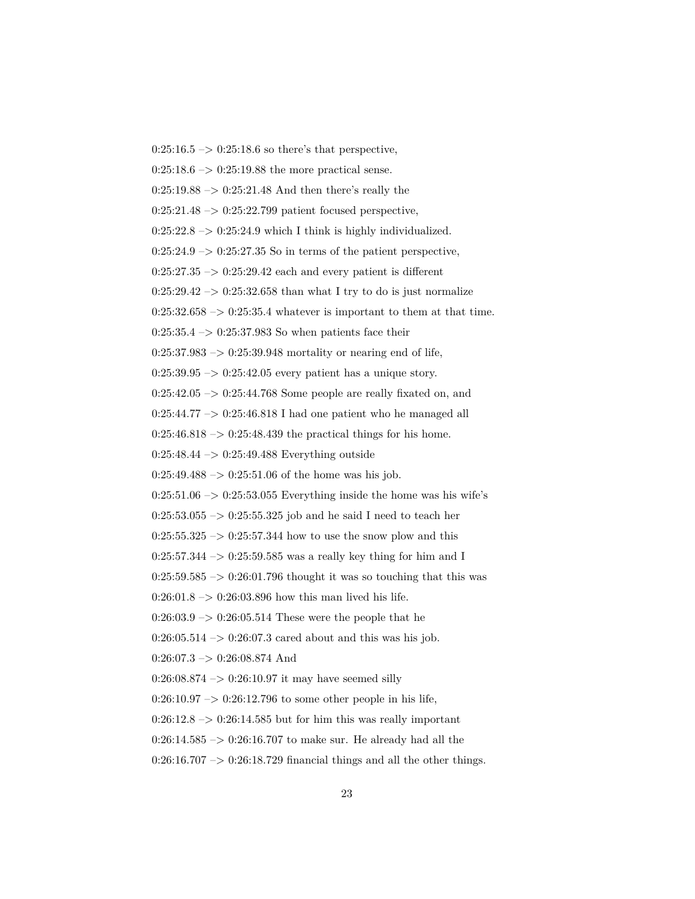0:25:16.5 –> 0:25:18.6 so there's that perspective,

0:25:18.6 –> 0:25:19.88 the more practical sense.

0:25:19.88 –> 0:25:21.48 And then there's really the

0:25:21.48 –> 0:25:22.799 patient focused perspective,

0:25:22.8 –> 0:25:24.9 which I think is highly individualized.

0:25:24.9 –> 0:25:27.35 So in terms of the patient perspective,

0:25:27.35 –> 0:25:29.42 each and every patient is different

0:25:29.42 –> 0:25:32.658 than what I try to do is just normalize

0:25:32.658 –> 0:25:35.4 whatever is important to them at that time.

0:25:35.4 –> 0:25:37.983 So when patients face their

0:25:37.983 –> 0:25:39.948 mortality or nearing end of life,

0:25:39.95 –> 0:25:42.05 every patient has a unique story.

0:25:42.05 –> 0:25:44.768 Some people are really fixated on, and

0:25:44.77 –> 0:25:46.818 I had one patient who he managed all

0:25:46.818 –> 0:25:48.439 the practical things for his home.

0:25:48.44 –> 0:25:49.488 Everything outside

0:25:49.488 –> 0:25:51.06 of the home was his job.

0:25:51.06 –> 0:25:53.055 Everything inside the home was his wife's

0:25:53.055 –> 0:25:55.325 job and he said I need to teach her

0:25:55.325 –> 0:25:57.344 how to use the snow plow and this

0:25:57.344 –> 0:25:59.585 was a really key thing for him and I

0:25:59.585 –> 0:26:01.796 thought it was so touching that this was

0:26:01.8 –> 0:26:03.896 how this man lived his life.

0:26:03.9 –> 0:26:05.514 These were the people that he

0:26:05.514 –> 0:26:07.3 cared about and this was his job.

0:26:07.3 –> 0:26:08.874 And

0:26:08.874 –> 0:26:10.97 it may have seemed silly

0:26:10.97 –> 0:26:12.796 to some other people in his life,

0:26:12.8 –> 0:26:14.585 but for him this was really important

0:26:14.585 –> 0:26:16.707 to make sur. He already had all the

0:26:16.707 –> 0:26:18.729 financial things and all the other things.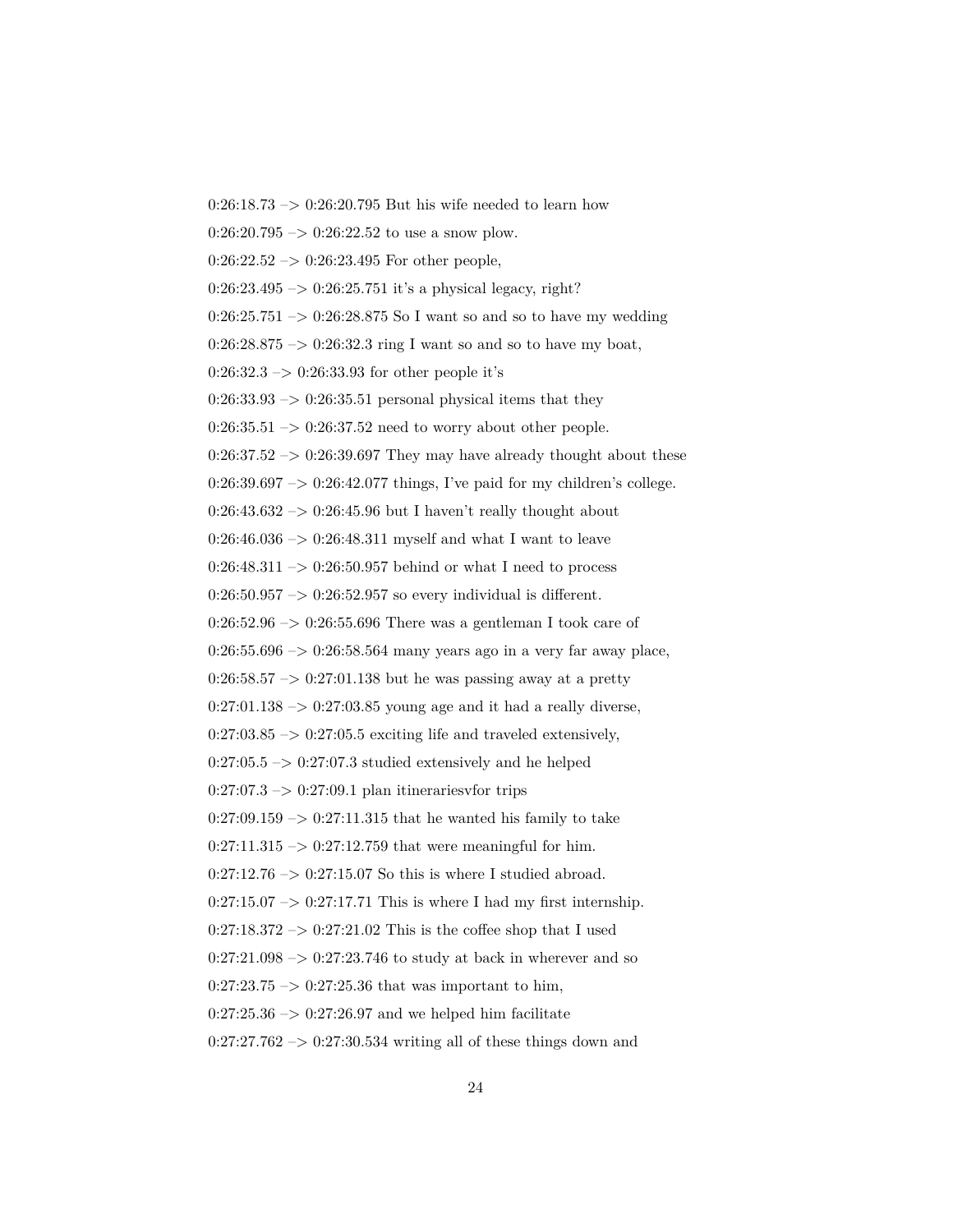0:26:18.73 –> 0:26:20.795 But his wife needed to learn how

0:26:20.795 –> 0:26:22.52 to use a snow plow.

0:26:22.52 –> 0:26:23.495 For other people,

0:26:23.495 –> 0:26:25.751 it's a physical legacy, right?

0:26:25.751 –> 0:26:28.875 So I want so and so to have my wedding

0:26:28.875 –> 0:26:32.3 ring I want so and so to have my boat,

0:26:32.3 –> 0:26:33.93 for other people it's

0:26:33.93 –> 0:26:35.51 personal physical items that they

0:26:35.51 –> 0:26:37.52 need to worry about other people.

0:26:37.52 –> 0:26:39.697 They may have already thought about these

0:26:39.697 –> 0:26:42.077 things, I've paid for my children's college.

0:26:43.632 –> 0:26:45.96 but I haven't really thought about

0:26:46.036 –> 0:26:48.311 myself and what I want to leave

0:26:48.311 –> 0:26:50.957 behind or what I need to process

0:26:50.957 –> 0:26:52.957 so every individual is different.

0:26:52.96 –> 0:26:55.696 There was a gentleman I took care of

0:26:55.696 –> 0:26:58.564 many years ago in a very far away place,

0:26:58.57 –> 0:27:01.138 but he was passing away at a pretty

0:27:01.138 –> 0:27:03.85 young age and it had a really diverse,

0:27:03.85 –> 0:27:05.5 exciting life and traveled extensively,

0:27:05.5 –> 0:27:07.3 studied extensively and he helped

0:27:07.3 –> 0:27:09.1 plan itinerariesvfor trips

0:27:09.159 –> 0:27:11.315 that he wanted his family to take

0:27:11.315 –> 0:27:12.759 that were meaningful for him.

0:27:12.76 –> 0:27:15.07 So this is where I studied abroad.

0:27:15.07 –> 0:27:17.71 This is where I had my first internship.

0:27:18.372 –> 0:27:21.02 This is the coffee shop that I used

0:27:21.098 –> 0:27:23.746 to study at back in wherever and so

0:27:23.75 –> 0:27:25.36 that was important to him,

0:27:25.36 –> 0:27:26.97 and we helped him facilitate

0:27:27.762 –> 0:27:30.534 writing all of these things down and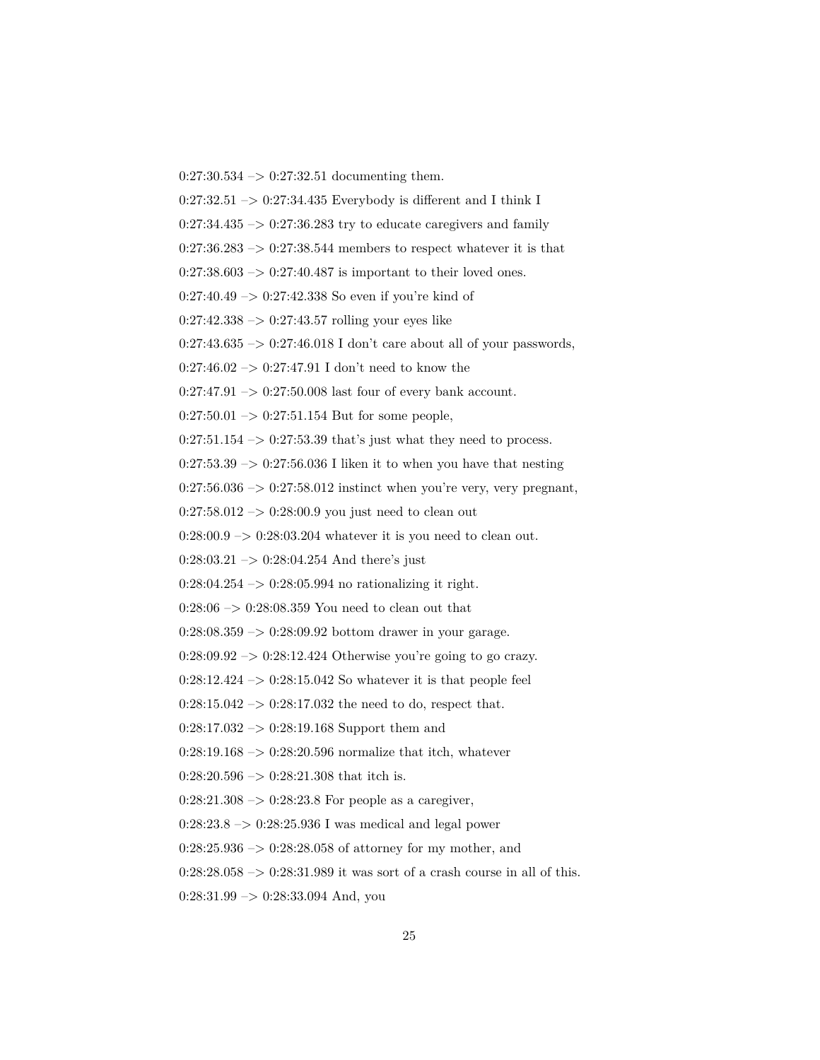0:27:30.534 –> 0:27:32.51 documenting them.

0:27:32.51 –> 0:27:34.435 Everybody is different and I think I

0:27:34.435 –> 0:27:36.283 try to educate caregivers and family

0:27:36.283 –> 0:27:38.544 members to respect whatever it is that

0:27:38.603 –> 0:27:40.487 is important to their loved ones.

0:27:40.49 –> 0:27:42.338 So even if you're kind of

0:27:42.338 –> 0:27:43.57 rolling your eyes like

0:27:43.635 –> 0:27:46.018 I don't care about all of your passwords,

0:27:46.02 –> 0:27:47.91 I don't need to know the

0:27:47.91 –> 0:27:50.008 last four of every bank account.

0:27:50.01 –> 0:27:51.154 But for some people,

0:27:51.154 –> 0:27:53.39 that's just what they need to process.

0:27:53.39 –> 0:27:56.036 I liken it to when you have that nesting

0:27:56.036 –> 0:27:58.012 instinct when you're very, very pregnant,

0:27:58.012 –> 0:28:00.9 you just need to clean out

0:28:00.9 –> 0:28:03.204 whatever it is you need to clean out.

0:28:03.21 –> 0:28:04.254 And there's just

0:28:04.254 –> 0:28:05.994 no rationalizing it right.

0:28:06 –> 0:28:08.359 You need to clean out that

0:28:08.359 –> 0:28:09.92 bottom drawer in your garage.

0:28:09.92 –> 0:28:12.424 Otherwise you're going to go crazy.

0:28:12.424 –> 0:28:15.042 So whatever it is that people feel

0:28:15.042 –> 0:28:17.032 the need to do, respect that.

0:28:17.032 –> 0:28:19.168 Support them and

0:28:19.168 –> 0:28:20.596 normalize that itch, whatever

0:28:20.596 –> 0:28:21.308 that itch is.

0:28:21.308 –> 0:28:23.8 For people as a caregiver,

0:28:23.8 –> 0:28:25.936 I was medical and legal power

0:28:25.936 –> 0:28:28.058 of attorney for my mother, and

0:28:28.058 –> 0:28:31.989 it was sort of a crash course in all of this.

0:28:31.99 –> 0:28:33.094 And, you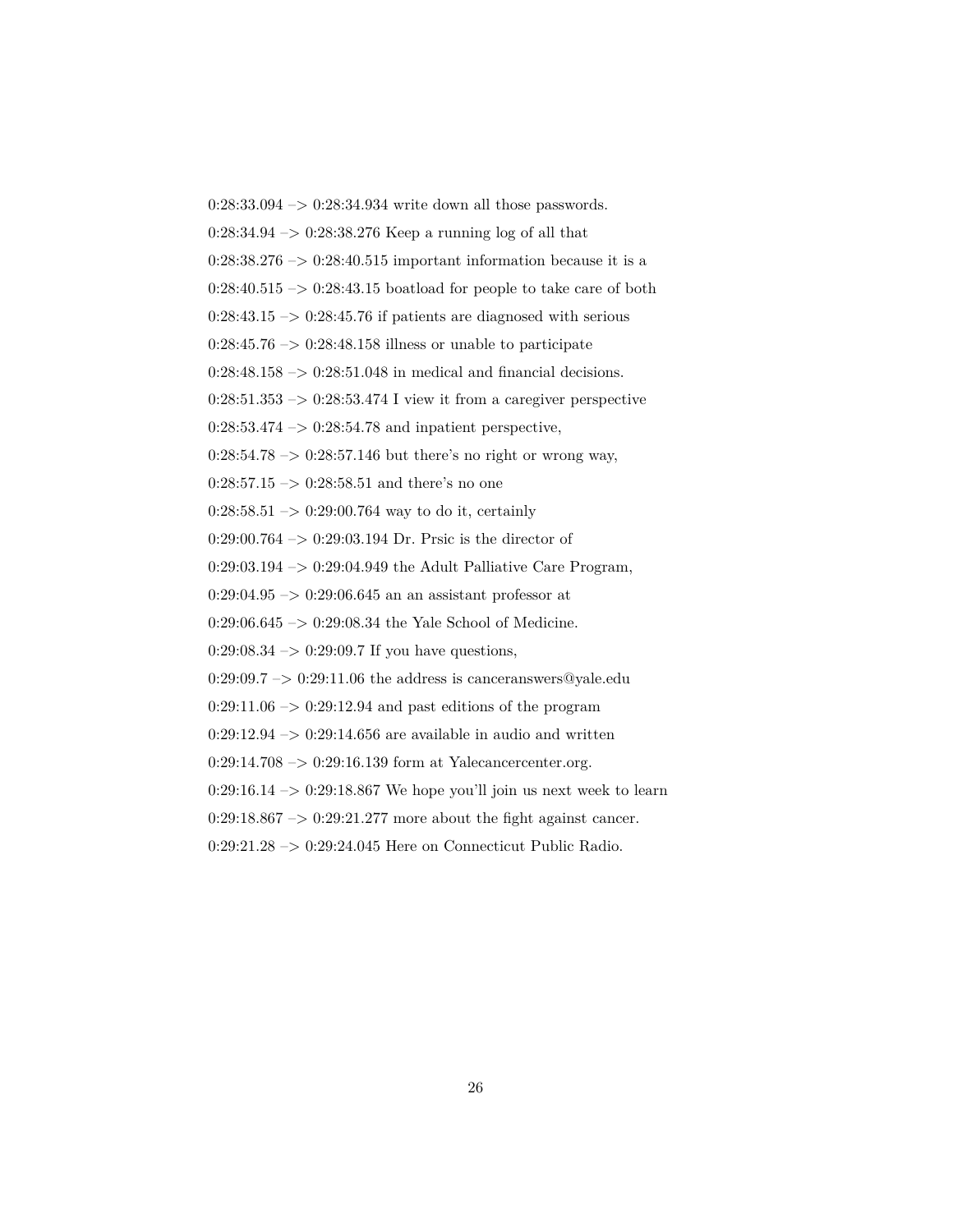0:28:33.094 –> 0:28:34.934 write down all those passwords.

0:28:34.94 –> 0:28:38.276 Keep a running log of all that

0:28:38.276 –> 0:28:40.515 important information because it is a

0:28:40.515 –> 0:28:43.15 boatload for people to take care of both

0:28:43.15 –> 0:28:45.76 if patients are diagnosed with serious

0:28:45.76 –> 0:28:48.158 illness or unable to participate

0:28:48.158 –> 0:28:51.048 in medical and financial decisions.

0:28:51.353 –> 0:28:53.474 I view it from a caregiver perspective

0:28:53.474 –> 0:28:54.78 and inpatient perspective,

0:28:54.78 –> 0:28:57.146 but there's no right or wrong way,

0:28:57.15 –> 0:28:58.51 and there's no one

0:28:58.51 –> 0:29:00.764 way to do it, certainly

0:29:00.764 –> 0:29:03.194 Dr. Prsic is the director of

0:29:03.194 –> 0:29:04.949 the Adult Palliative Care Program,

0:29:04.95 –> 0:29:06.645 an an assistant professor at

0:29:06.645 –> 0:29:08.34 the Yale School of Medicine.

0:29:08.34 –> 0:29:09.7 If you have questions,

0:29:09.7 –> 0:29:11.06 the address is canceranswers@yale.edu

0:29:11.06 –> 0:29:12.94 and past editions of the program

0:29:12.94 –> 0:29:14.656 are available in audio and written

0:29:14.708 –> 0:29:16.139 form at Yalecancercenter.org.

0:29:16.14 –> 0:29:18.867 We hope you'll join us next week to learn

0:29:18.867 –> 0:29:21.277 more about the fight against cancer.

0:29:21.28 –> 0:29:24.045 Here on Connecticut Public Radio.